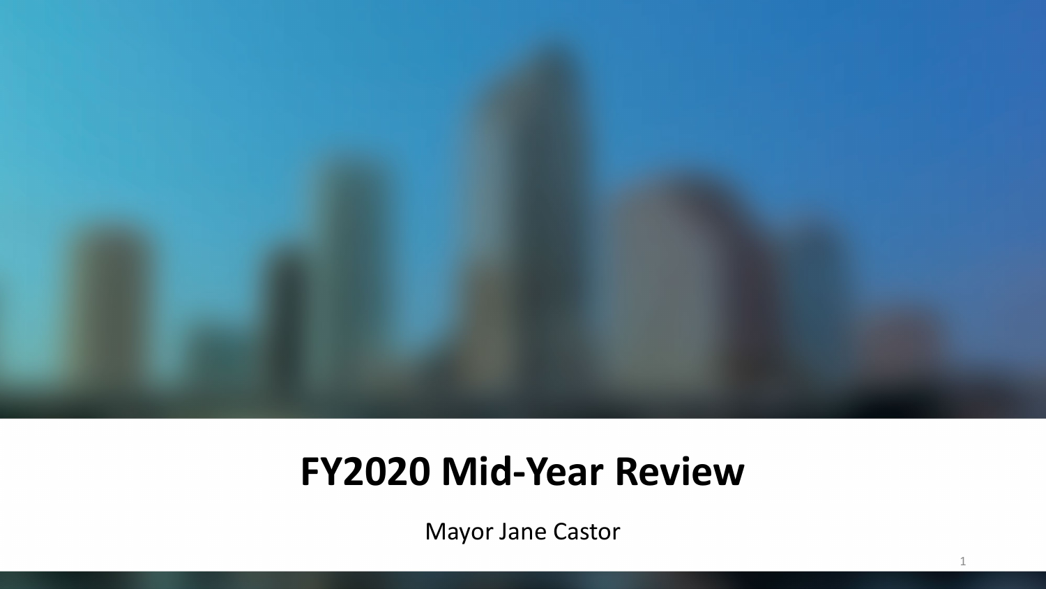# FY2020 Mid-Year Review

Mayor Jane Castor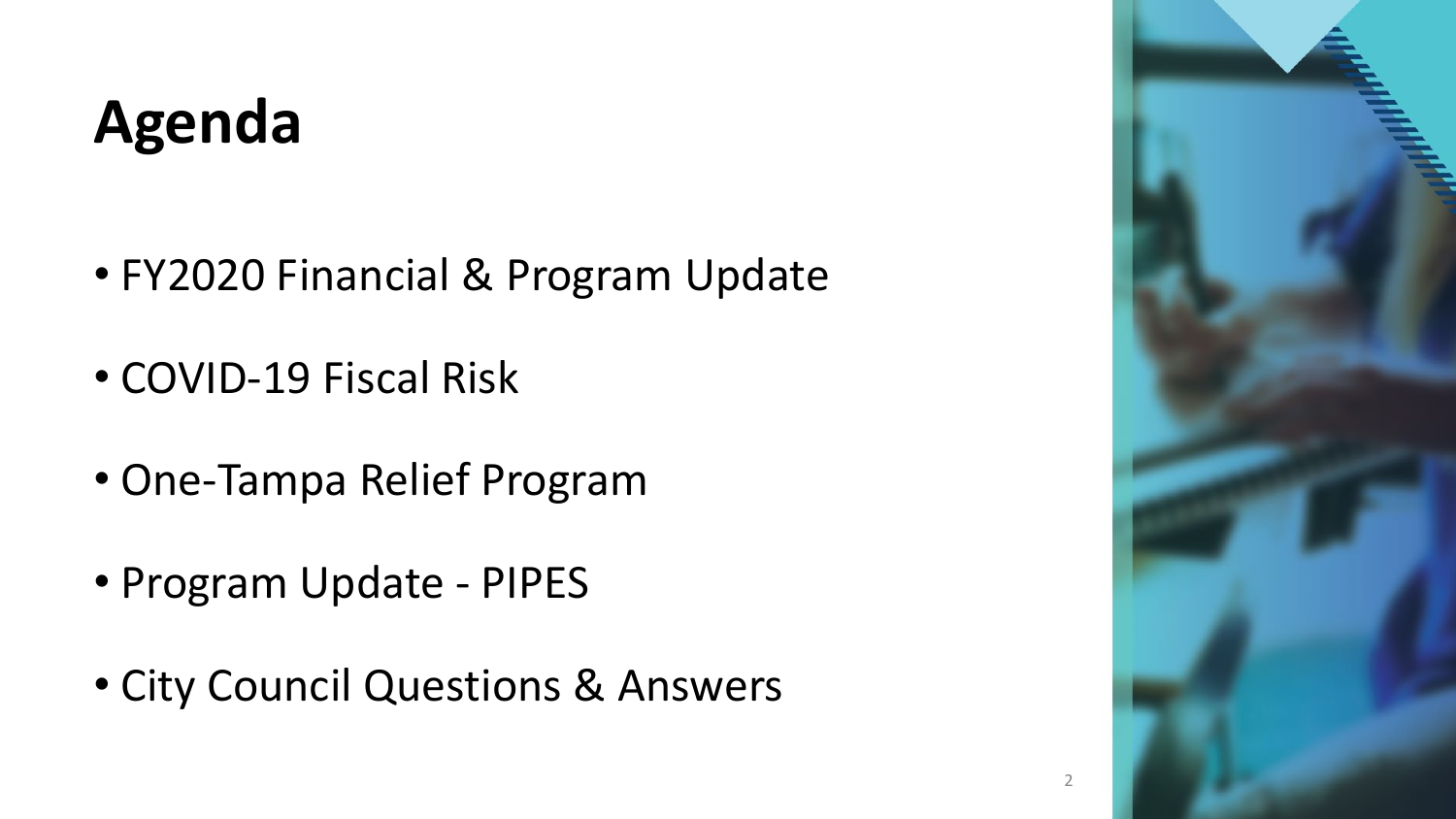# Agenda

- FY2020 Financial & Program Update
- COVID-19 Fiscal Risk
- One-Tampa Relief Program
- Program Update - PIPES
- City Council Questions & Answers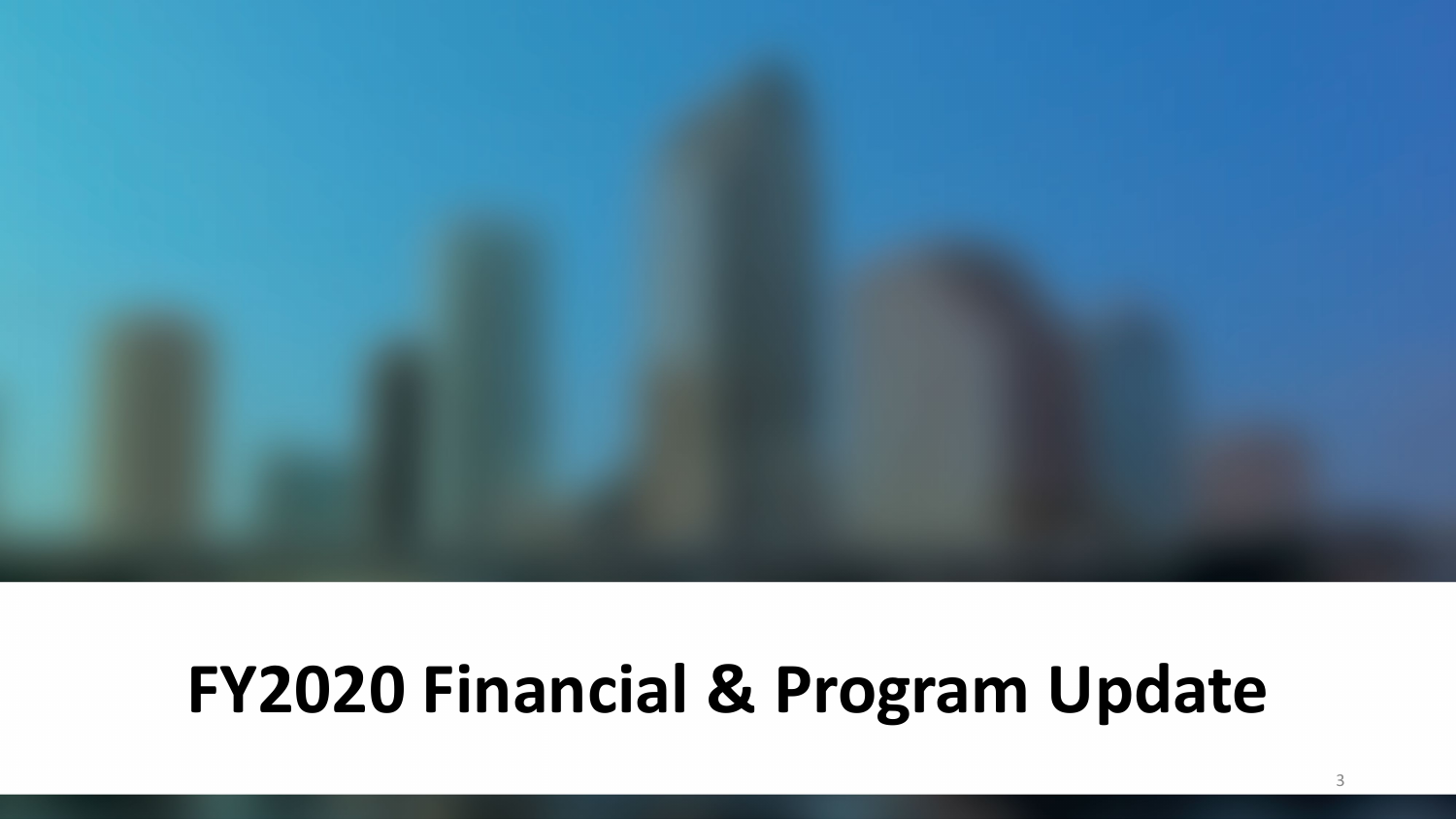# FY2020 Financial & Program Update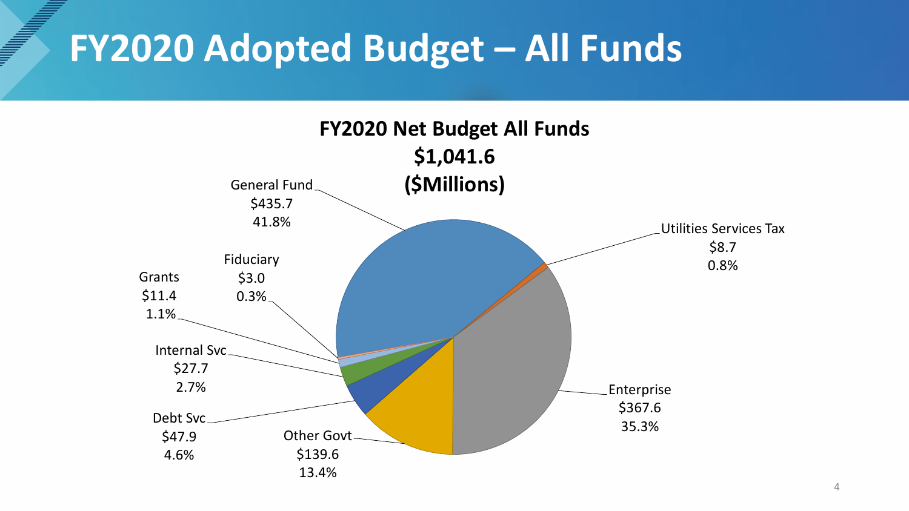# FY2020 Adopted Budget – All Funds

**FY2020 Net Budget All Funds**
**$1,041.6**
**($Millions)**

| Fund | Amount | Percent |
| --- | --- | --- |
| General Fund | $435.7 | 41.8% |
| Utilities Services Tax | $8.7 | 0.8% |
| Enterprise | $367.6 | 35.3% |
| Other Govt | $139.6 | 13.4% |
| Debt Svc | $47.9 | 4.6% |
| Internal Svc | $27.7 | 2.7% |
| Grants | $11.4 | 1.1% |
| Fiduciary | $3.0 | 0.3% |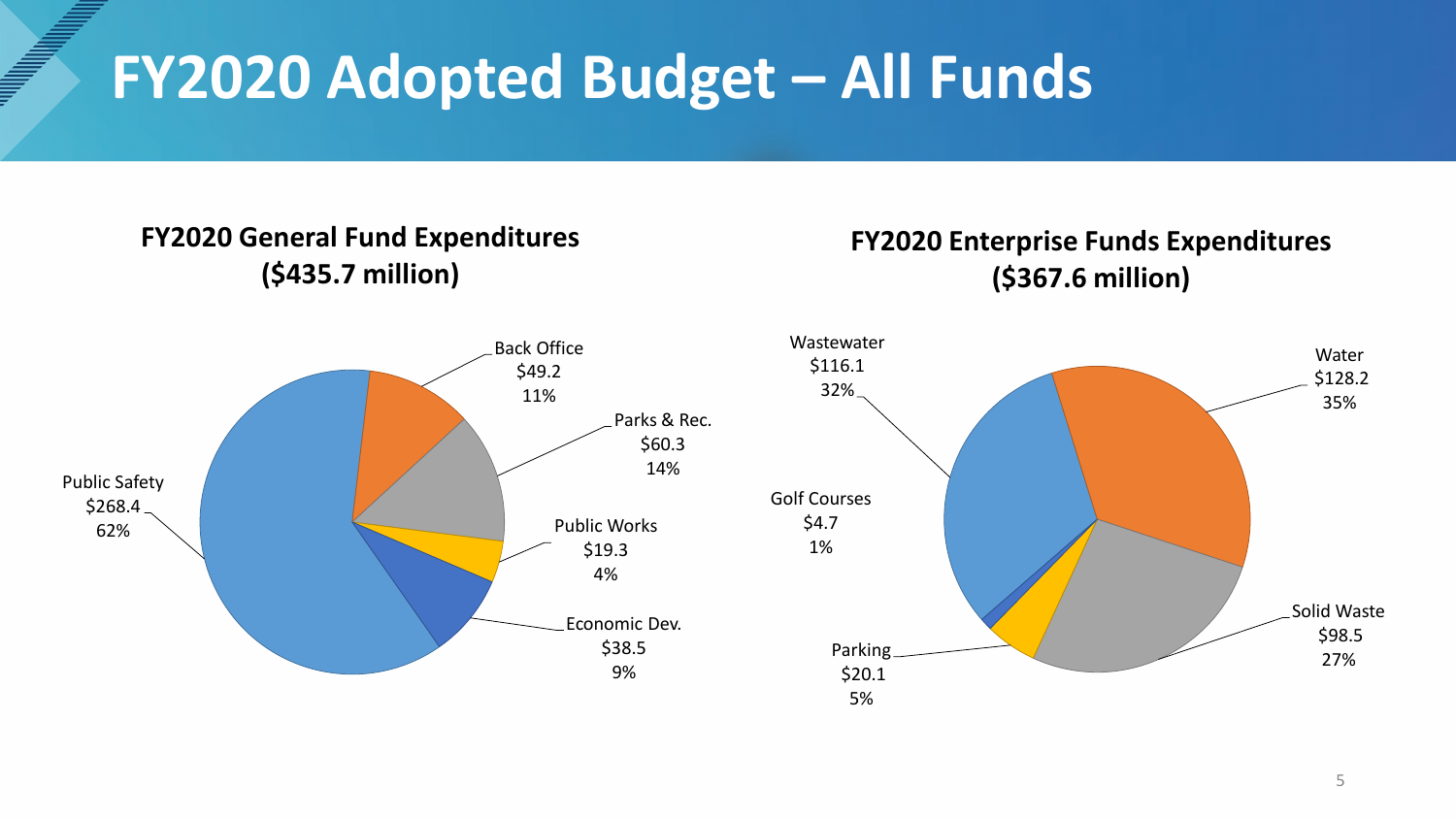# FY2020 Adopted Budget – All Funds

## FY2020 General Fund Expenditures ($435.7 million)

| Category | Amount | Percent |
|---|---|---|
| Public Safety | $268.4 | 62% |
| Back Office | $49.2 | 11% |
| Parks & Rec. | $60.3 | 14% |
| Public Works | $19.3 | 4% |
| Economic Dev. | $38.5 | 9% |

## FY2020 Enterprise Funds Expenditures ($367.6 million)

| Category | Amount | Percent |
|---|---|---|
| Water | $128.2 | 35% |
| Wastewater | $116.1 | 32% |
| Solid Waste | $98.5 | 27% |
| Parking | $20.1 | 5% |
| Golf Courses | $4.7 | 1% |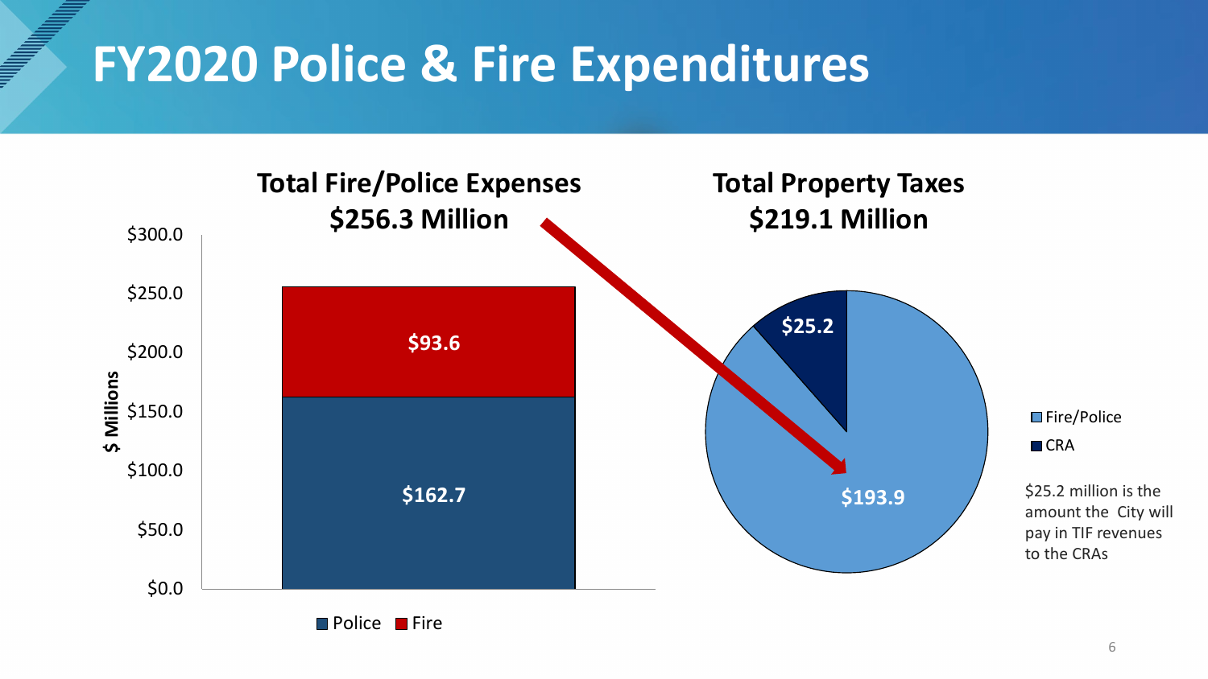# FY2020 Police & Fire Expenditures

**Total Fire/Police Expenses**
**$256.3 Million**

$ Millions

| | Police | Fire |
|---|---|---|
| Total Fire/Police Expenses | $162.7 | $93.6 |

**Total Property Taxes**
**$219.1 Million**

| | Amount |
|---|---|
| Fire/Police | $193.9 |
| CRA | $25.2 |

$25.2 million is the amount the City will pay in TIF revenues to the CRAs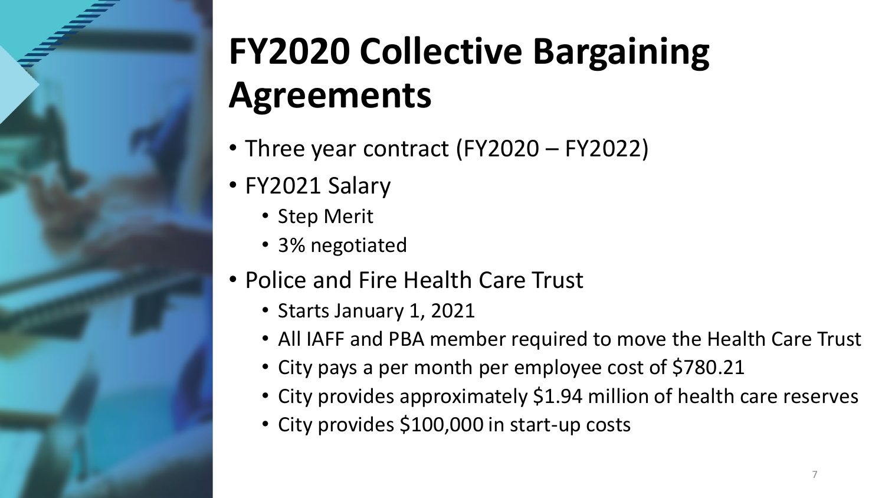# FY2020 Collective Bargaining Agreements

- Three year contract (FY2020 – FY2022)
- FY2021 Salary
  - Step Merit
  - 3% negotiated
- Police and Fire Health Care Trust
  - Starts January 1, 2021
  - All IAFF and PBA member required to move the Health Care Trust
  - City pays a per month per employee cost of $780.21
  - City provides approximately $1.94 million of health care reserves
  - City provides $100,000 in start-up costs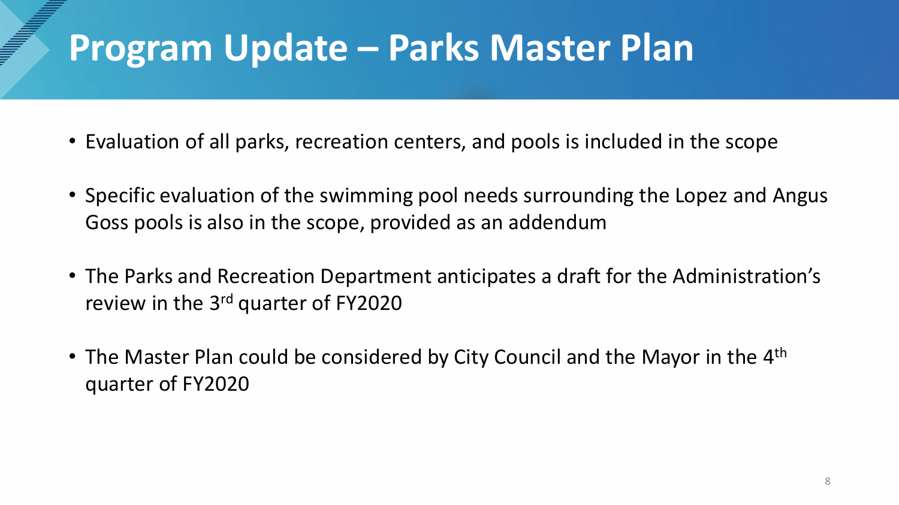# Program Update – Parks Master Plan

- Evaluation of all parks, recreation centers, and pools is included in the scope
- Specific evaluation of the swimming pool needs surrounding the Lopez and Angus Goss pools is also in the scope, provided as an addendum
- The Parks and Recreation Department anticipates a draft for the Administration's review in the 3rd quarter of FY2020
- The Master Plan could be considered by City Council and the Mayor in the 4th quarter of FY2020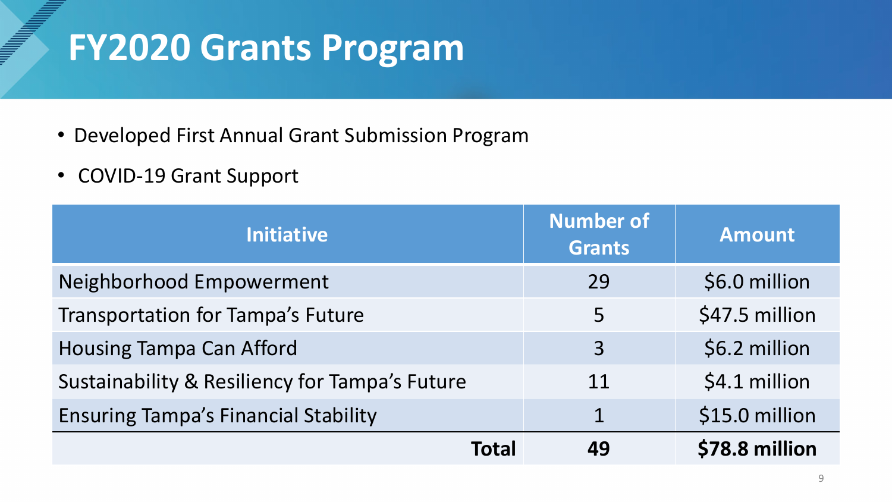# FY2020 Grants Program

- Developed First Annual Grant Submission Program
- COVID-19 Grant Support

| Initiative | Number of Grants | Amount |
|---|---|---|
| Neighborhood Empowerment | 29 | $6.0 million |
| Transportation for Tampa's Future | 5 | $47.5 million |
| Housing Tampa Can Afford | 3 | $6.2 million |
| Sustainability & Resiliency for Tampa's Future | 11 | $4.1 million |
| Ensuring Tampa's Financial Stability | 1 | $15.0 million |
| **Total** | **49** | **$78.8 million** |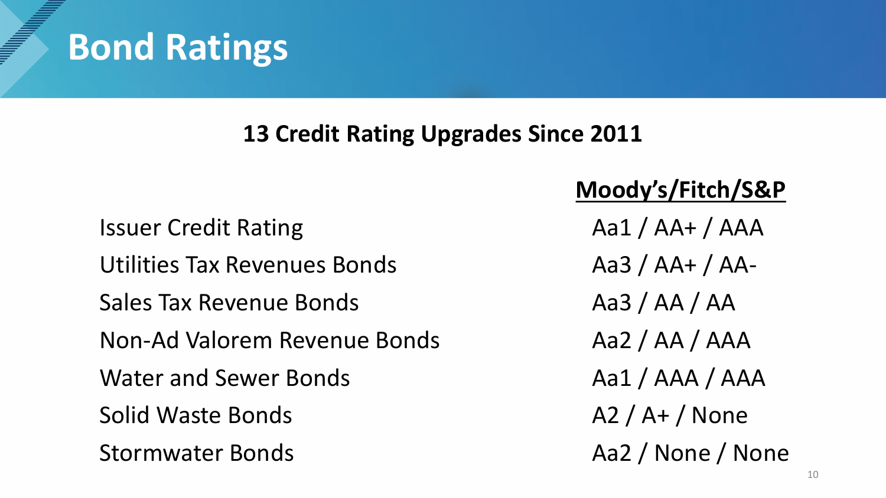# Bond Ratings

**13 Credit Rating Upgrades Since 2011**

| | Moody's/Fitch/S&P |
|---|---|
| Issuer Credit Rating | Aa1 / AA+ / AAA |
| Utilities Tax Revenues Bonds | Aa3 / AA+ / AA- |
| Sales Tax Revenue Bonds | Aa3 / AA / AA |
| Non-Ad Valorem Revenue Bonds | Aa2 / AA / AAA |
| Water and Sewer Bonds | Aa1 / AAA / AAA |
| Solid Waste Bonds | A2 / A+ / None |
| Stormwater Bonds | Aa2 / None / None |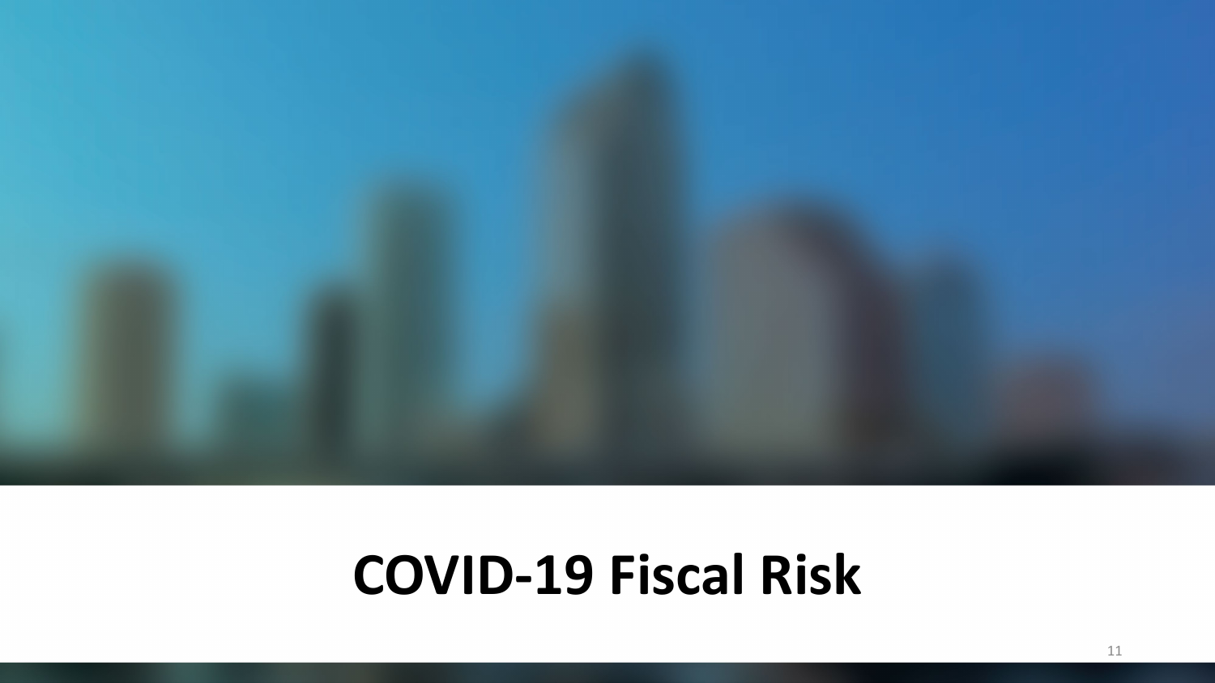# COVID-19 Fiscal Risk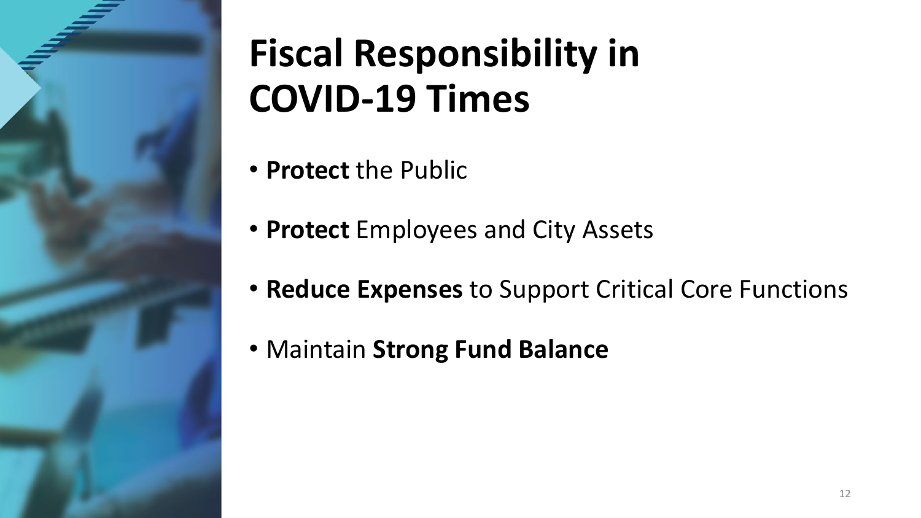# Fiscal Responsibility in COVID-19 Times

- **Protect** the Public
- **Protect** Employees and City Assets
- **Reduce Expenses** to Support Critical Core Functions
- Maintain **Strong Fund Balance**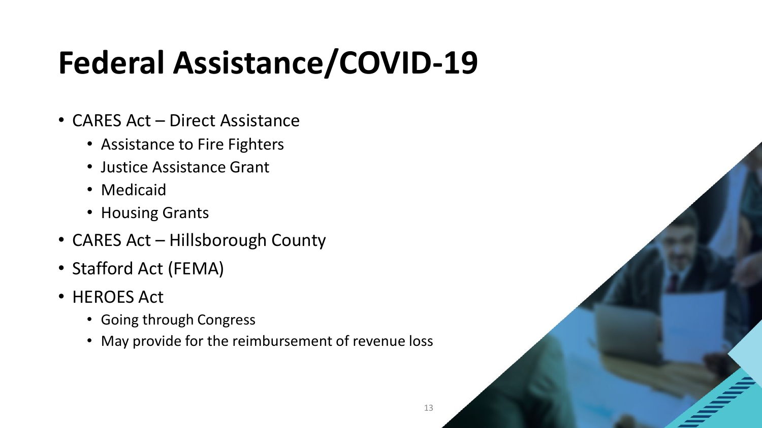# Federal Assistance/COVID-19

- CARES Act – Direct Assistance
  - Assistance to Fire Fighters
  - Justice Assistance Grant
  - Medicaid
  - Housing Grants
- CARES Act – Hillsborough County
- Stafford Act (FEMA)
- HEROES Act
  - Going through Congress
  - May provide for the reimbursement of revenue loss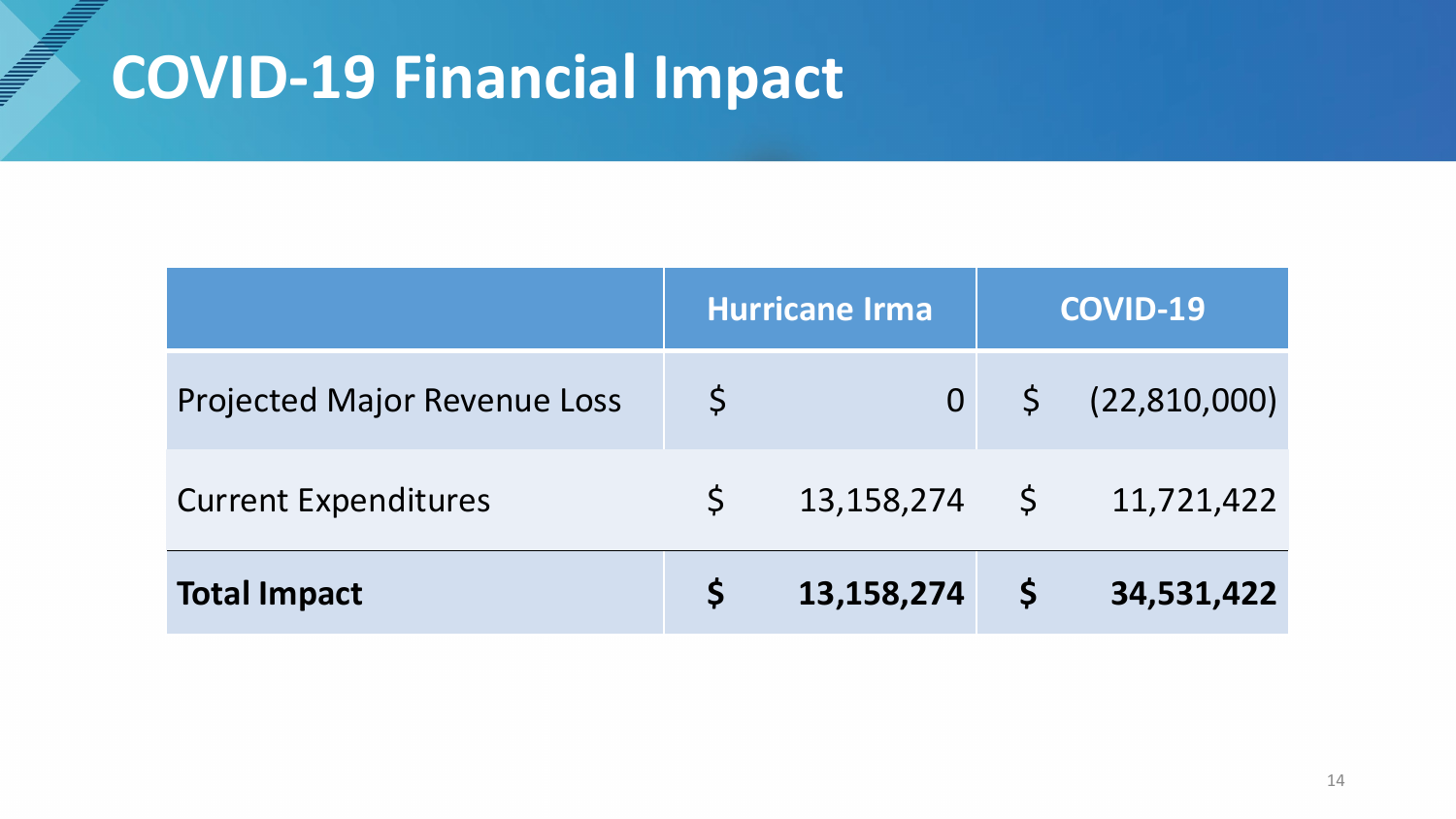# COVID-19 Financial Impact

| | Hurricane Irma | COVID-19 |
|---|---|---|
| Projected Major Revenue Loss | $ 0 | $ (22,810,000) |
| Current Expenditures | $ 13,158,274 | $ 11,721,422 |
| **Total Impact** | **$ 13,158,274** | **$ 34,531,422** |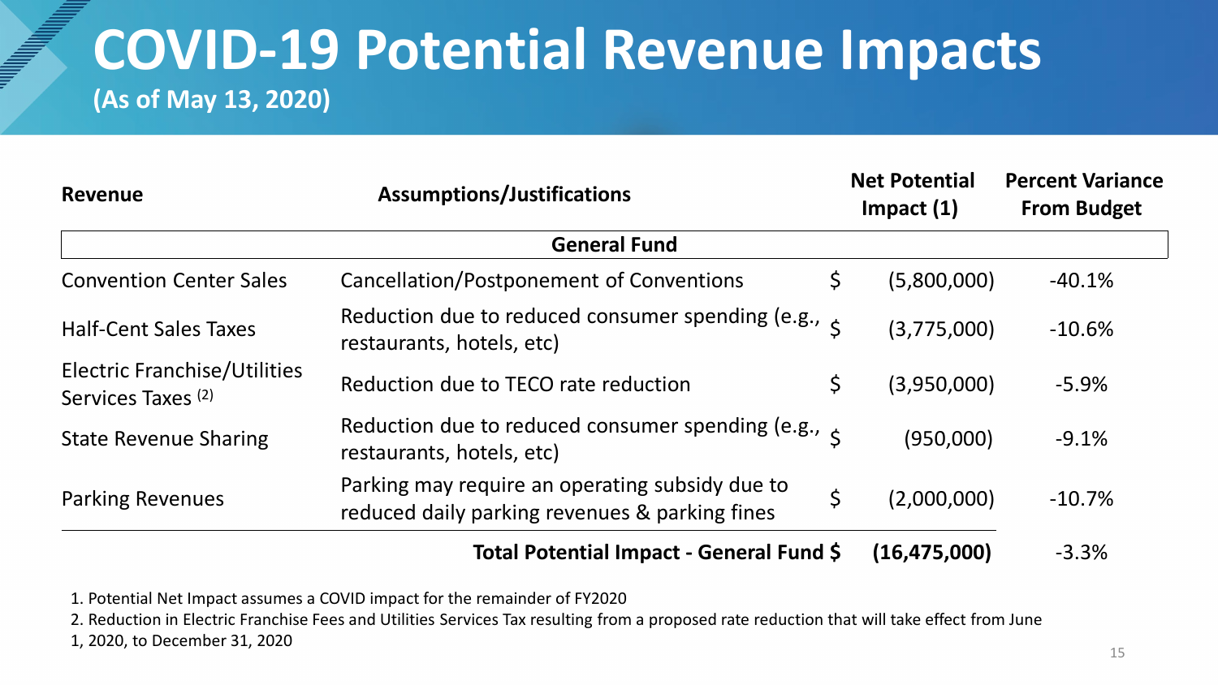# COVID-19 Potential Revenue Impacts

**(As of May 13, 2020)**

| Revenue | Assumptions/Justifications | | Net Potential Impact (1) | Percent Variance From Budget |
|---|---|---|---|---|
| **General Fund** | | | | |
| Convention Center Sales | Cancellation/Postponement of Conventions | $ | (5,800,000) | -40.1% |
| Half-Cent Sales Taxes | Reduction due to reduced consumer spending (e.g., restaurants, hotels, etc) | $ | (3,775,000) | -10.6% |
| Electric Franchise/Utilities Services Taxes (2) | Reduction due to TECO rate reduction | $ | (3,950,000) | -5.9% |
| State Revenue Sharing | Reduction due to reduced consumer spending (e.g., restaurants, hotels, etc) | $ | (950,000) | -9.1% |
| Parking Revenues | Parking may require an operating subsidy due to reduced daily parking revenues & parking fines | $ | (2,000,000) | -10.7% |
| | **Total Potential Impact - General Fund** | **$** | **(16,475,000)** | -3.3% |

1. Potential Net Impact assumes a COVID impact for the remainder of FY2020
2. Reduction in Electric Franchise Fees and Utilities Services Tax resulting from a proposed rate reduction that will take effect from June 1, 2020, to December 31, 2020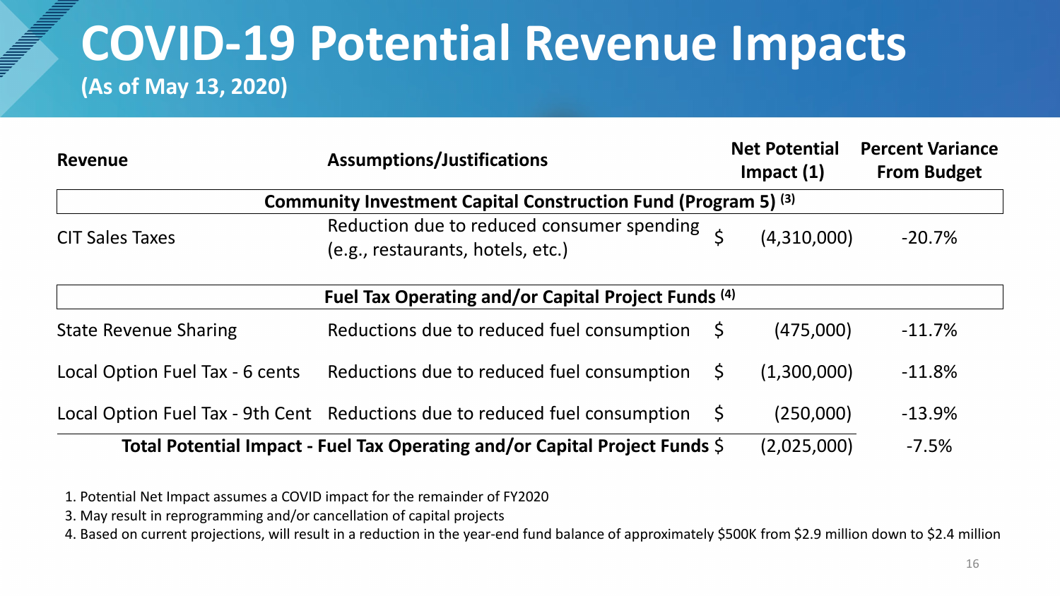# COVID-19 Potential Revenue Impacts

**(As of May 13, 2020)**

| Revenue | Assumptions/Justifications | Net Potential Impact (1) | Percent Variance From Budget |
|---|---|---|---|
| **Community Investment Capital Construction Fund (Program 5) [3]** | | | |
| CIT Sales Taxes | Reduction due to reduced consumer spending (e.g., restaurants, hotels, etc.) | $ (4,310,000) | -20.7% |
| **Fuel Tax Operating and/or Capital Project Funds [4]** | | | |
| State Revenue Sharing | Reductions due to reduced fuel consumption | $ (475,000) | -11.7% |
| Local Option Fuel Tax - 6 cents | Reductions due to reduced fuel consumption | $ (1,300,000) | -11.8% |
| Local Option Fuel Tax - 9th Cent | Reductions due to reduced fuel consumption | $ (250,000) | -13.9% |
| **Total Potential Impact - Fuel Tax Operating and/or Capital Project Funds** | | $ (2,025,000) | -7.5% |

1. Potential Net Impact assumes a COVID impact for the remainder of FY2020
3. May result in reprogramming and/or cancellation of capital projects
4. Based on current projections, will result in a reduction in the year-end fund balance of approximately $500K from $2.9 million down to $2.4 million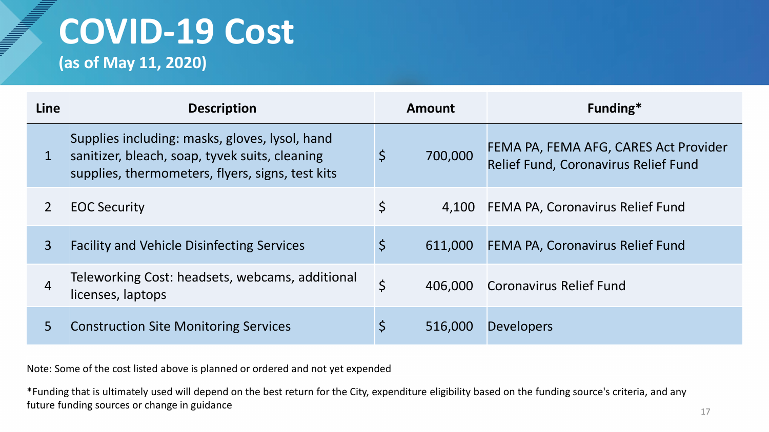# COVID-19 Cost

**(as of May 11, 2020)**

| Line | Description | Amount | Funding* |
|---|---|---|---|
| 1 | Supplies including: masks, gloves, lysol, hand sanitizer, bleach, soap, tyvek suits, cleaning supplies, thermometers, flyers, signs, test kits | $ 700,000 | FEMA PA, FEMA AFG, CARES Act Provider Relief Fund, Coronavirus Relief Fund |
| 2 | EOC Security | $ 4,100 | FEMA PA, Coronavirus Relief Fund |
| 3 | Facility and Vehicle Disinfecting Services | $ 611,000 | FEMA PA, Coronavirus Relief Fund |
| 4 | Teleworking Cost: headsets, webcams, additional licenses, laptops | $ 406,000 | Coronavirus Relief Fund |
| 5 | Construction Site Monitoring Services | $ 516,000 | Developers |

Note: Some of the cost listed above is planned or ordered and not yet expended

*Funding that is ultimately used will depend on the best return for the City, expenditure eligibility based on the funding source's criteria, and any future funding sources or change in guidance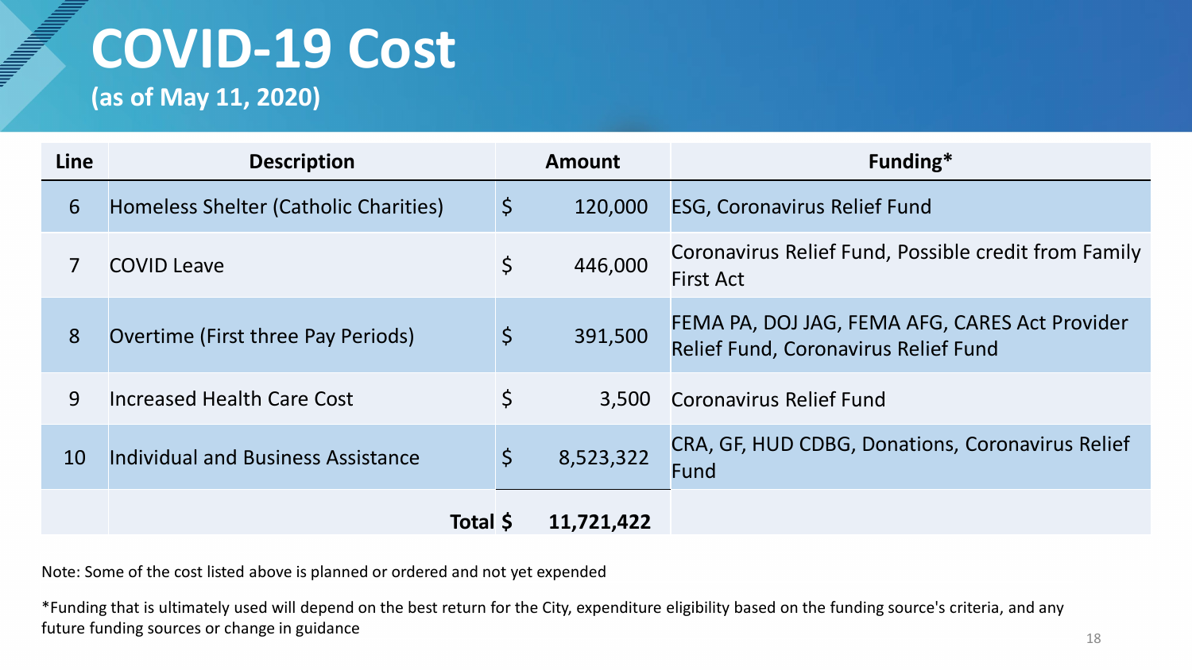# COVID-19 Cost

**(as of May 11, 2020)**

| Line | Description | Amount | Funding* |
|---|---|---|---|
| 6 | Homeless Shelter (Catholic Charities) | $ 120,000 | ESG, Coronavirus Relief Fund |
| 7 | COVID Leave | $ 446,000 | Coronavirus Relief Fund, Possible credit from Family First Act |
| 8 | Overtime (First three Pay Periods) | $ 391,500 | FEMA PA, DOJ JAG, FEMA AFG, CARES Act Provider Relief Fund, Coronavirus Relief Fund |
| 9 | Increased Health Care Cost | $ 3,500 | Coronavirus Relief Fund |
| 10 | Individual and Business Assistance | $ 8,523,322 | CRA, GF, HUD CDBG, Donations, Coronavirus Relief Fund |
| | **Total** | **$ 11,721,422** | |

Note: Some of the cost listed above is planned or ordered and not yet expended

*Funding that is ultimately used will depend on the best return for the City, expenditure eligibility based on the funding source's criteria, and any future funding sources or change in guidance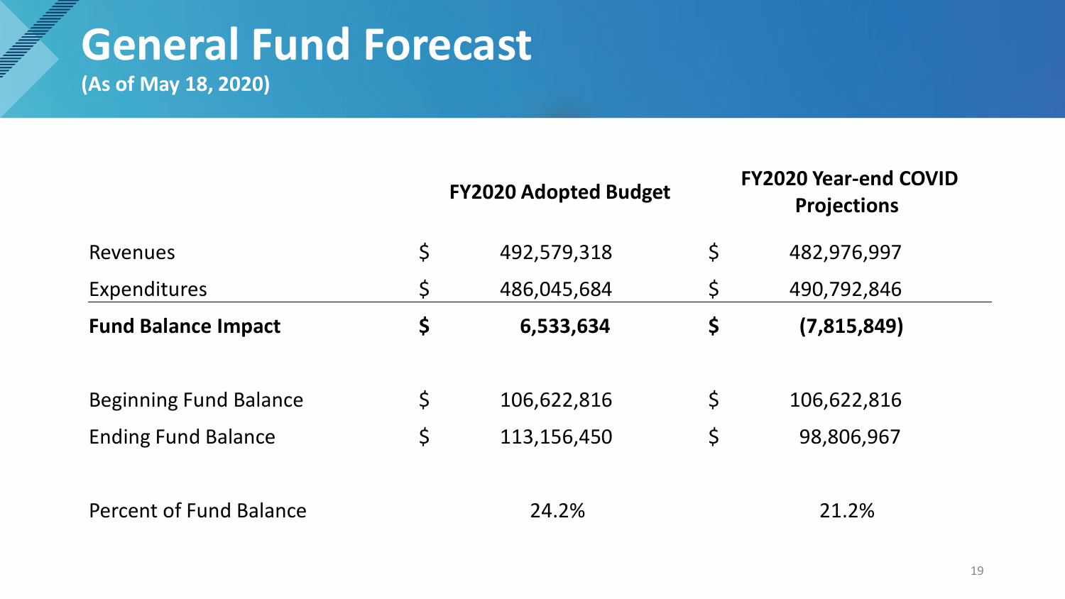# General Fund Forecast

**(As of May 18, 2020)**

| | FY2020 Adopted Budget | FY2020 Year-end COVID Projections |
|---|---|---|
| Revenues | $ 492,579,318 | $ 482,976,997 |
| Expenditures | $ 486,045,684 | $ 490,792,846 |
| **Fund Balance Impact** | **$ 6,533,634** | **$ (7,815,849)** |
| | | |
| Beginning Fund Balance | $ 106,622,816 | $ 106,622,816 |
| Ending Fund Balance | $ 113,156,450 | $ 98,806,967 |
| | | |
| Percent of Fund Balance | 24.2% | 21.2% |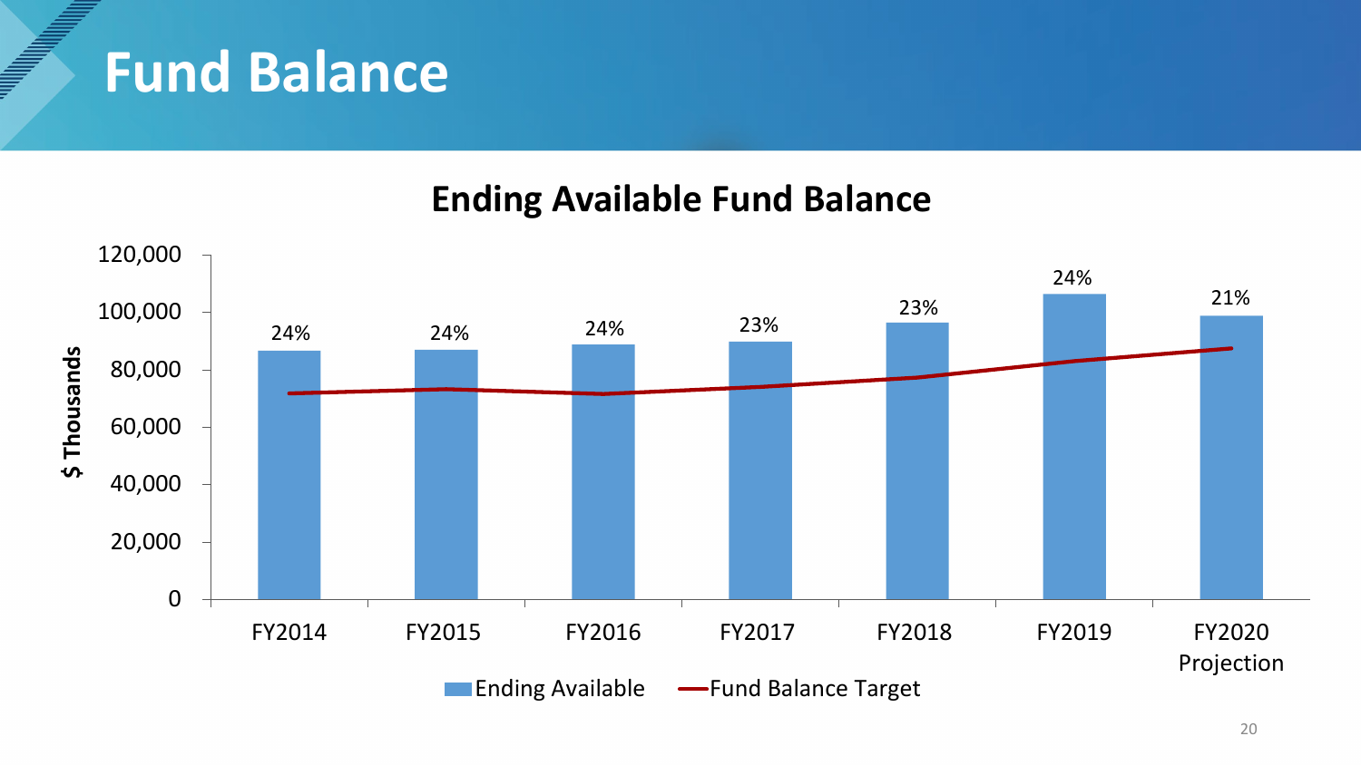# Fund Balance

## Ending Available Fund Balance

| Fiscal Year | Ending Available (% label) |
|---|---|
| FY2014 | 24% |
| FY2015 | 24% |
| FY2016 | 24% |
| FY2017 | 23% |
| FY2018 | 23% |
| FY2019 | 24% |
| FY2020 Projection | 21% |

$ Thousands

Ending Available — Fund Balance Target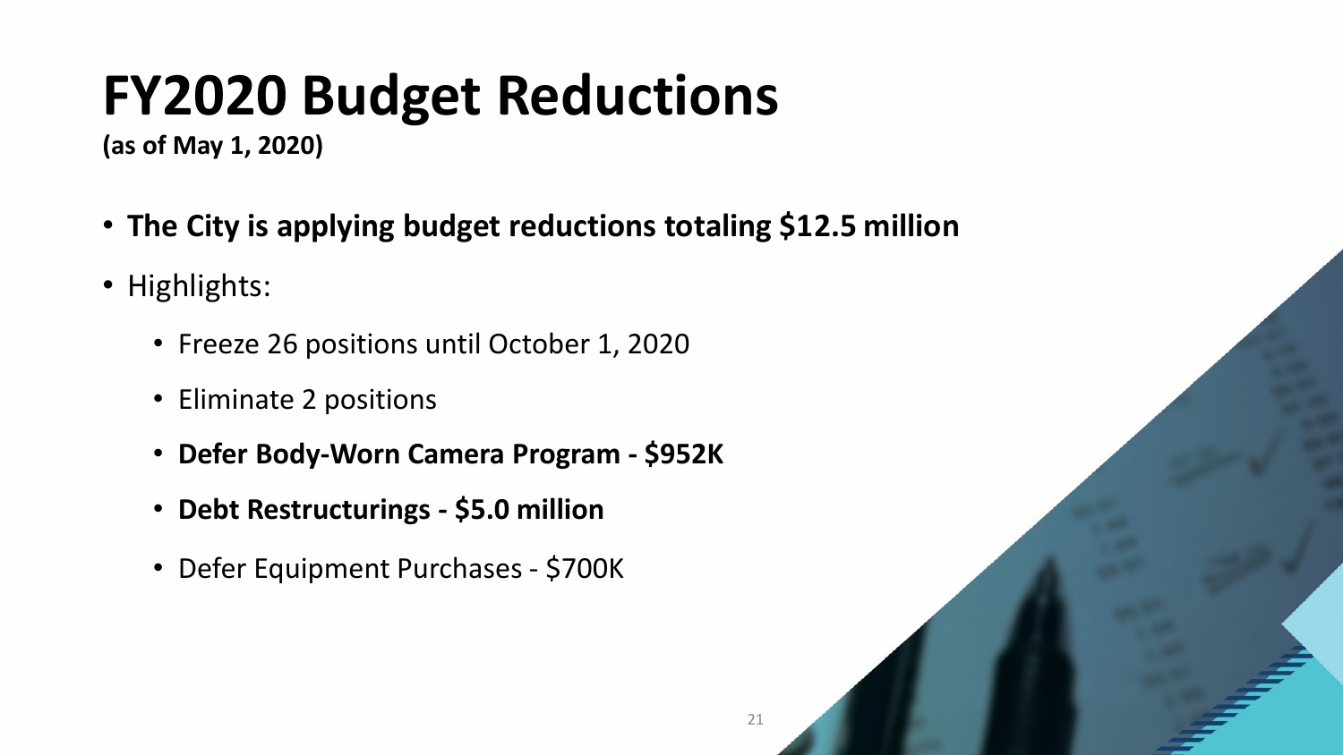# FY2020 Budget Reductions

**(as of May 1, 2020)**

- **The City is applying budget reductions totaling $12.5 million**
- Highlights:
  - Freeze 26 positions until October 1, 2020
  - Eliminate 2 positions
  - **Defer Body-Worn Camera Program - $952K**
  - **Debt Restructurings - $5.0 million**
  - Defer Equipment Purchases - $700K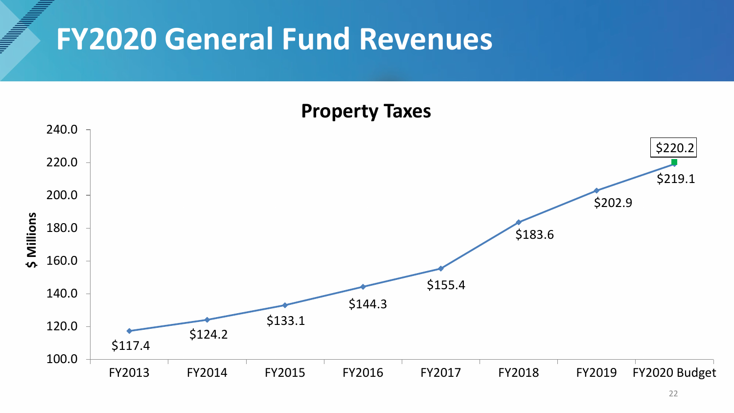# FY2020 General Fund Revenues

## Property Taxes

| Fiscal Year | Property Taxes ($ Millions) |
|---|---|
| FY2013 | $117.4 |
| FY2014 | $124.2 |
| FY2015 | $133.1 |
| FY2016 | $144.3 |
| FY2017 | $155.4 |
| FY2018 | $183.6 |
| FY2019 | $202.9 |
| FY2020 Budget | $219.1 |
| FY2020 Budget | $220.2 |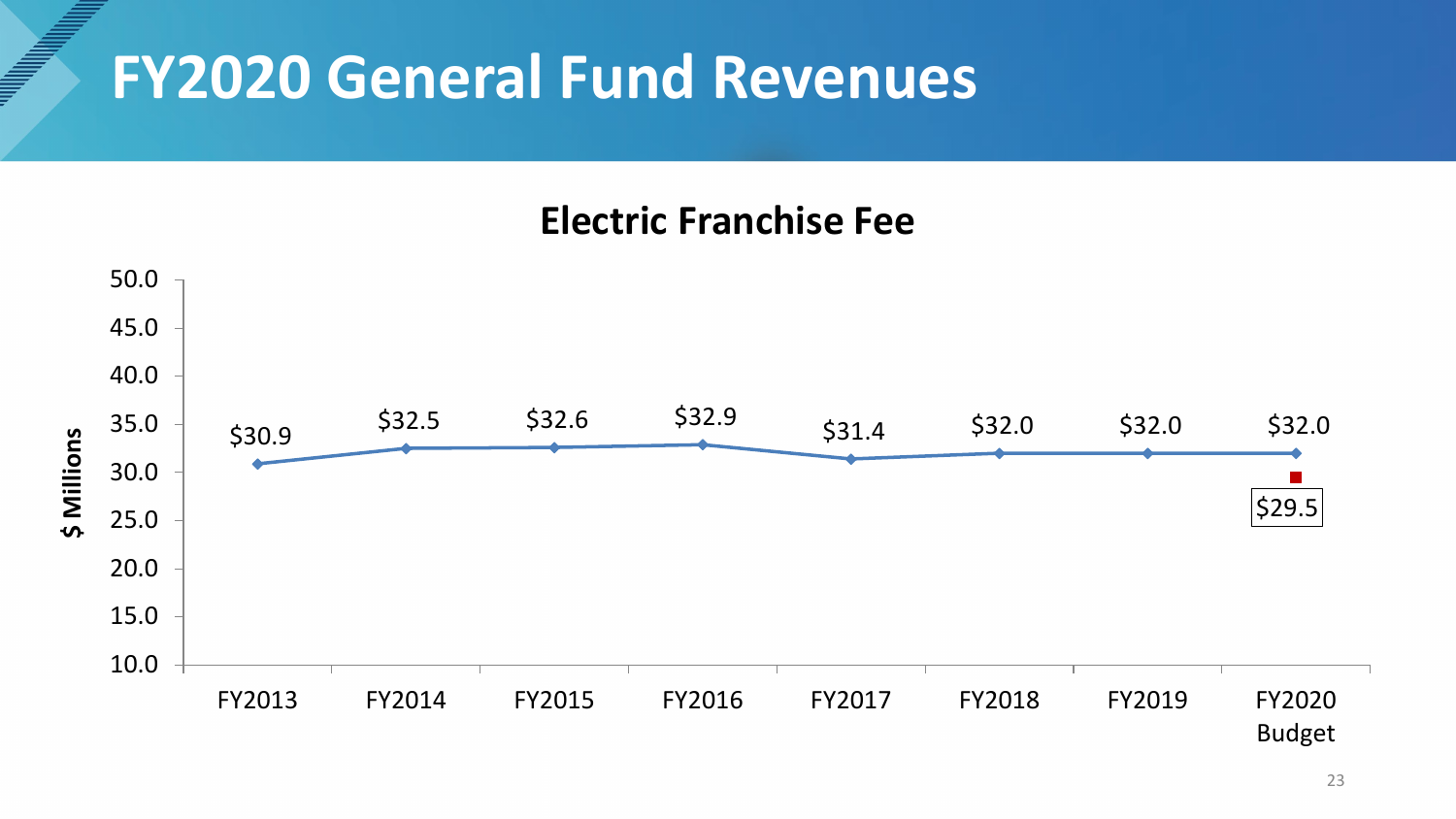# FY2020 General Fund Revenues

## Electric Franchise Fee

| Fiscal Year | $ Millions |
|---|---|
| FY2013 | $30.9 |
| FY2014 | $32.5 |
| FY2015 | $32.6 |
| FY2016 | $32.9 |
| FY2017 | $31.4 |
| FY2018 | $32.0 |
| FY2019 | $32.0 |
| FY2020 Budget | $32.0 |
| FY2020 Budget | $29.5 |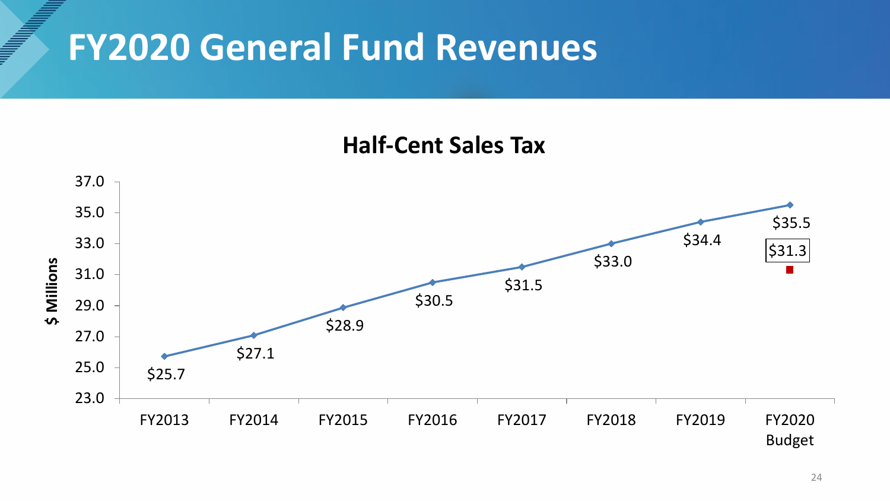# FY2020 General Fund Revenues

## Half-Cent Sales Tax

| Fiscal Year | $ Millions |
| --- | --- |
| FY2013 | $25.7 |
| FY2014 | $27.1 |
| FY2015 | $28.9 |
| FY2016 | $30.5 |
| FY2017 | $31.5 |
| FY2018 | $33.0 |
| FY2019 | $34.4 |
| FY2020 Budget | $35.5 |
| FY2020 Budget | $31.3 |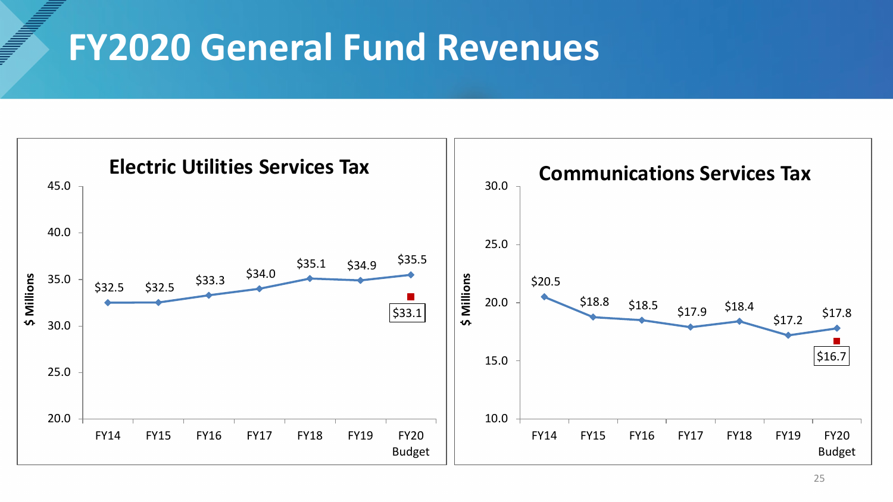# FY2020 General Fund Revenues

## Electric Utilities Services Tax

| | FY14 | FY15 | FY16 | FY17 | FY18 | FY19 | FY20 Budget |
|---|---|---|---|---|---|---|---|
| $ Millions | $32.5 | $32.5 | $33.3 | $34.0 | $35.1 | $34.9 | $35.5 |
| | | | | | | | $33.1 |

## Communications Services Tax

| | FY14 | FY15 | FY16 | FY17 | FY18 | FY19 | FY20 Budget |
|---|---|---|---|---|---|---|---|
| $ Millions | $20.5 | $18.8 | $18.5 | $17.9 | $18.4 | $17.2 | $17.8 |
| | | | | | | | $16.7 |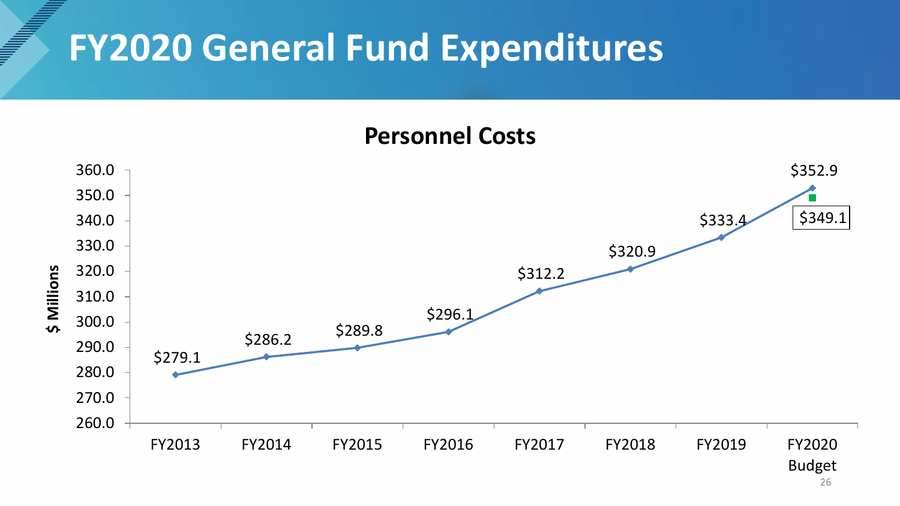# FY2020 General Fund Expenditures

## Personnel Costs

| Fiscal Year | $ Millions |
|---|---|
| FY2013 | $279.1 |
| FY2014 | $286.2 |
| FY2015 | $289.8 |
| FY2016 | $296.1 |
| FY2017 | $312.2 |
| FY2018 | $320.9 |
| FY2019 | $333.4 |
| FY2020 Budget | $352.9 |
| FY2020 Budget | $349.1 |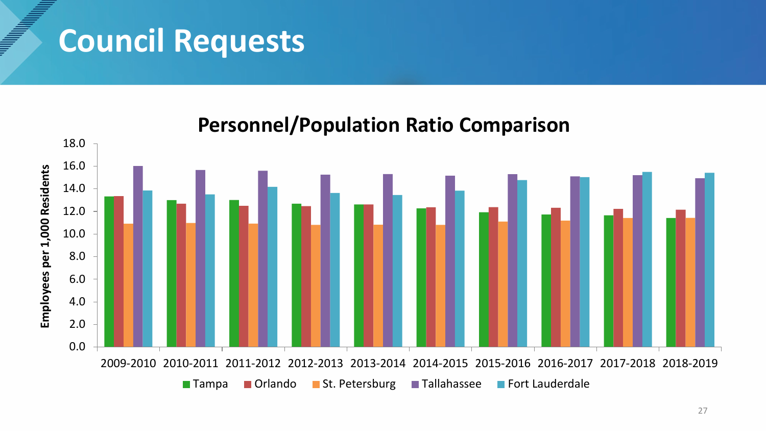# Council Requests

**Personnel/Population Ratio Comparison**

Employees per 1,000 Residents

18.0
16.0
14.0
12.0
10.0
8.0
6.0
4.0
2.0
0.0

2009-2010 2010-2011 2011-2012 2012-2013 2013-2014 2014-2015 2015-2016 2016-2017 2017-2018 2018-2019

Tampa | Orlando | St. Petersburg | Tallahassee | Fort Lauderdale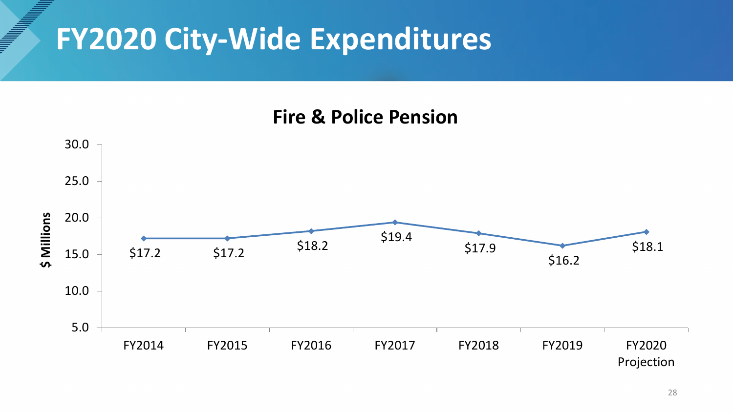# FY2020 City-Wide Expenditures

## Fire & Police Pension

| Fiscal Year | $ Millions |
|---|---|
| FY2014 | $17.2 |
| FY2015 | $17.2 |
| FY2016 | $18.2 |
| FY2017 | $19.4 |
| FY2018 | $17.9 |
| FY2019 | $16.2 |
| FY2020 Projection | $18.1 |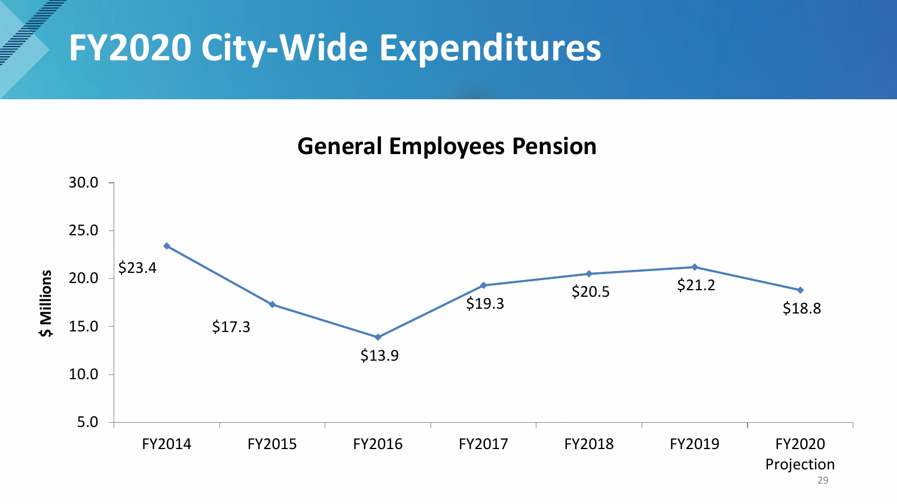# FY2020 City-Wide Expenditures

## General Employees Pension

| Fiscal Year | $ Millions |
|---|---|
| FY2014 | $23.4 |
| FY2015 | $17.3 |
| FY2016 | $13.9 |
| FY2017 | $19.3 |
| FY2018 | $20.5 |
| FY2019 | $21.2 |
| FY2020 Projection | $18.8 |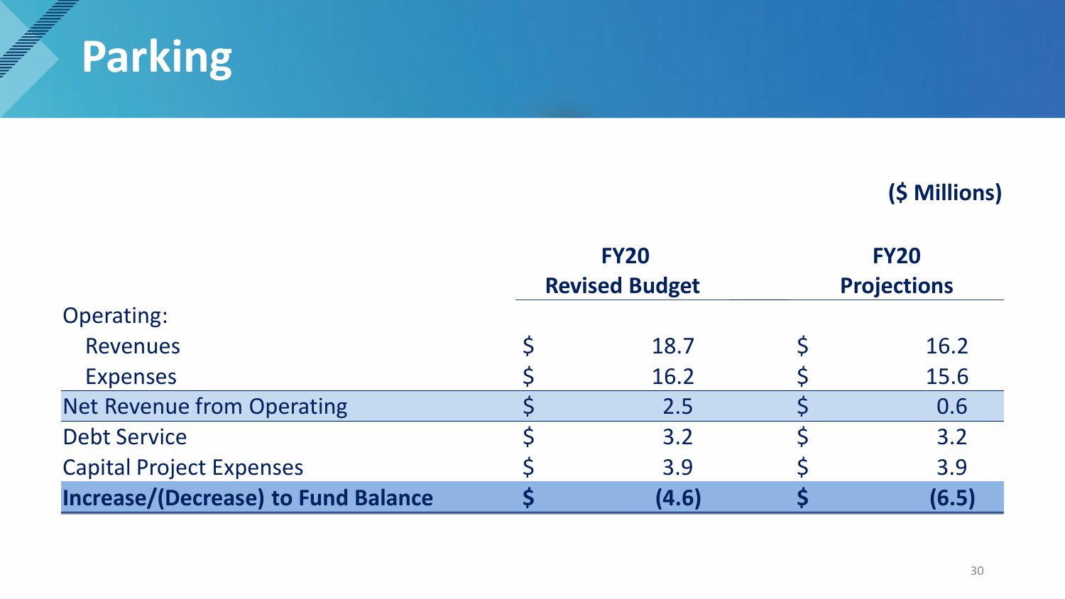# Parking

($ Millions)

| | FY20 Revised Budget | FY20 Projections |
|---|---|---|
| Operating: | | |
| Revenues | $ 18.7 | $ 16.2 |
| Expenses | $ 16.2 | $ 15.6 |
| Net Revenue from Operating | $ 2.5 | $ 0.6 |
| Debt Service | $ 3.2 | $ 3.2 |
| Capital Project Expenses | $ 3.9 | $ 3.9 |
| **Increase/(Decrease) to Fund Balance** | **$ (4.6)** | **$ (6.5)** |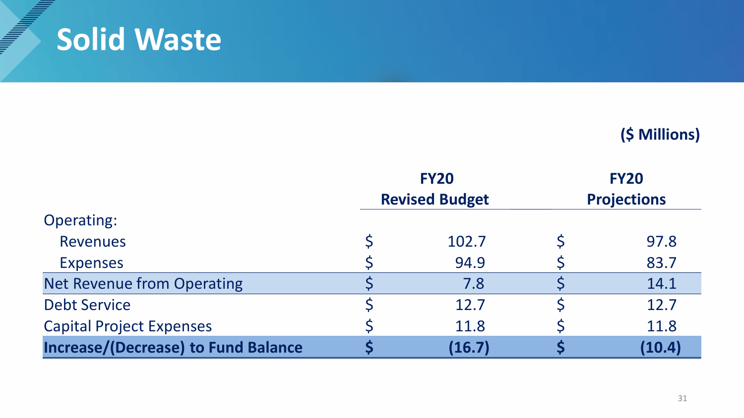# Solid Waste

**($ Millions)**

| | **FY20 Revised Budget** | **FY20 Projections** |
|---|---|---|
| Operating: | | |
| Revenues | $ 102.7 | $ 97.8 |
| Expenses | $ 94.9 | $ 83.7 |
| Net Revenue from Operating | $ 7.8 | $ 14.1 |
| Debt Service | $ 12.7 | $ 12.7 |
| Capital Project Expenses | $ 11.8 | $ 11.8 |
| **Increase/(Decrease) to Fund Balance** | **$ (16.7)** | **$ (10.4)** |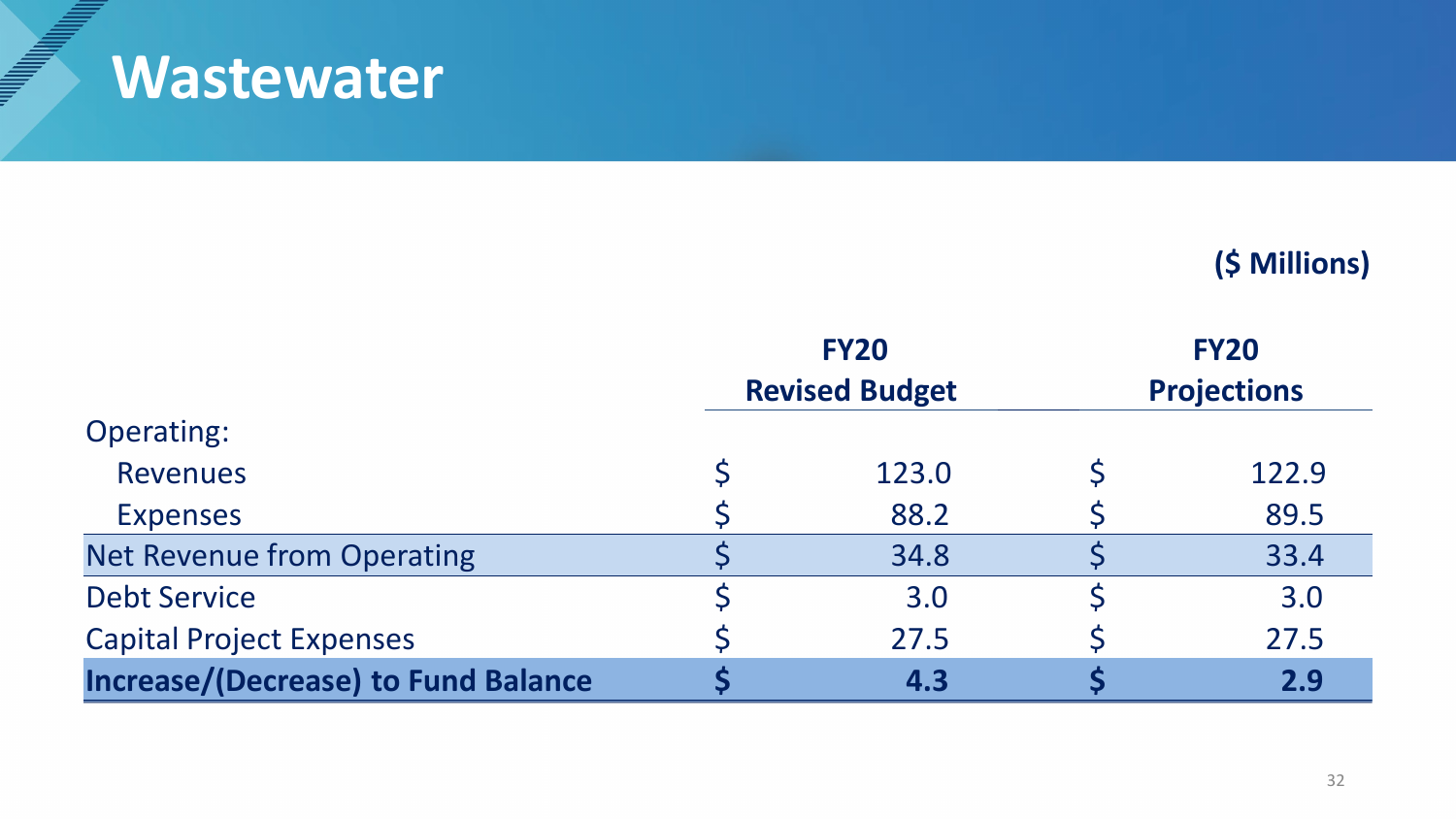# Wastewater

**($ Millions)**

| | **FY20 Revised Budget** | **FY20 Projections** |
|---|---|---|
| Operating: | | |
| Revenues | $ 123.0 | $ 122.9 |
| Expenses | $ 88.2 | $ 89.5 |
| Net Revenue from Operating | $ 34.8 | $ 33.4 |
| Debt Service | $ 3.0 | $ 3.0 |
| Capital Project Expenses | $ 27.5 | $ 27.5 |
| **Increase/(Decrease) to Fund Balance** | **$ 4.3** | **$ 2.9** |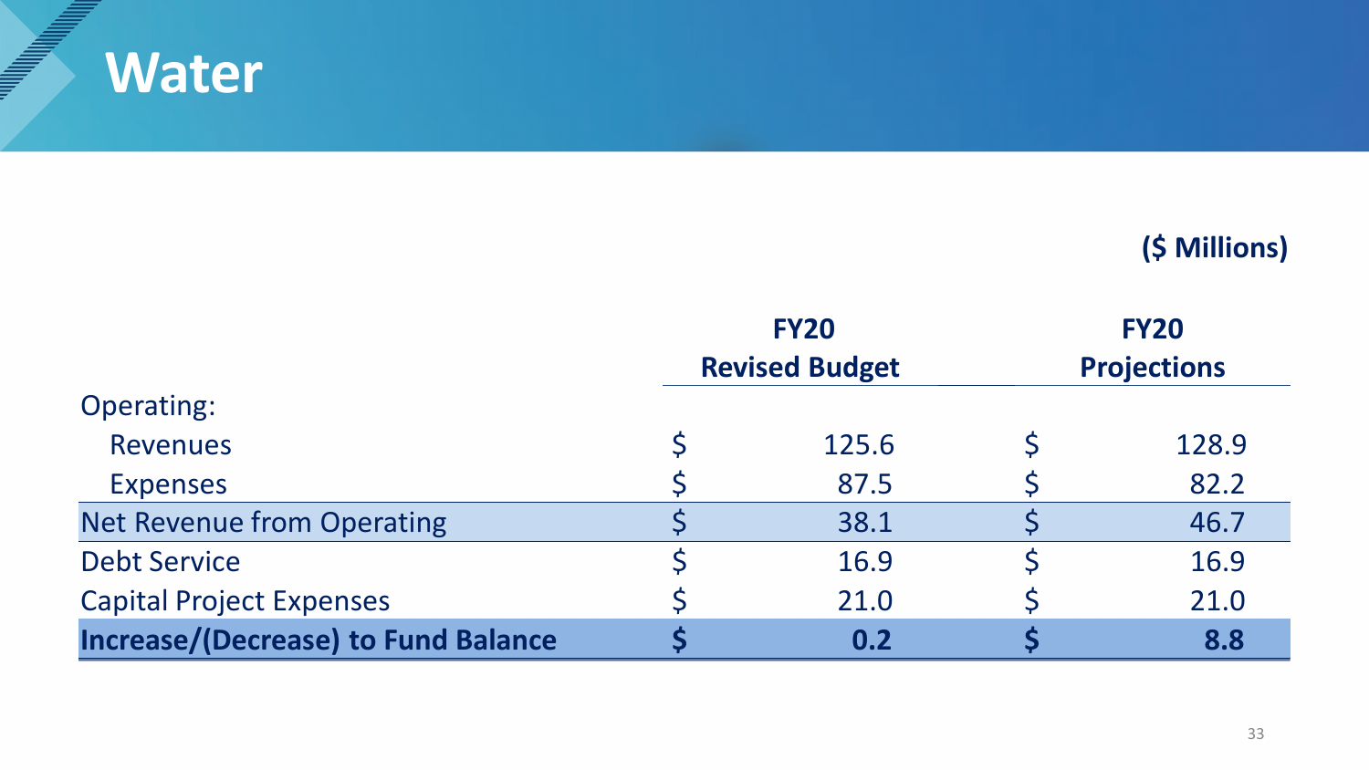# Water

**($ Millions)**

| | **FY20 Revised Budget** | **FY20 Projections** |
|---|---|---|
| Operating: | | |
| Revenues | $ 125.6 | $ 128.9 |
| Expenses | $ 87.5 | $ 82.2 |
| Net Revenue from Operating | $ 38.1 | $ 46.7 |
| Debt Service | $ 16.9 | $ 16.9 |
| Capital Project Expenses | $ 21.0 | $ 21.0 |
| **Increase/(Decrease) to Fund Balance** | **$ 0.2** | **$ 8.8** |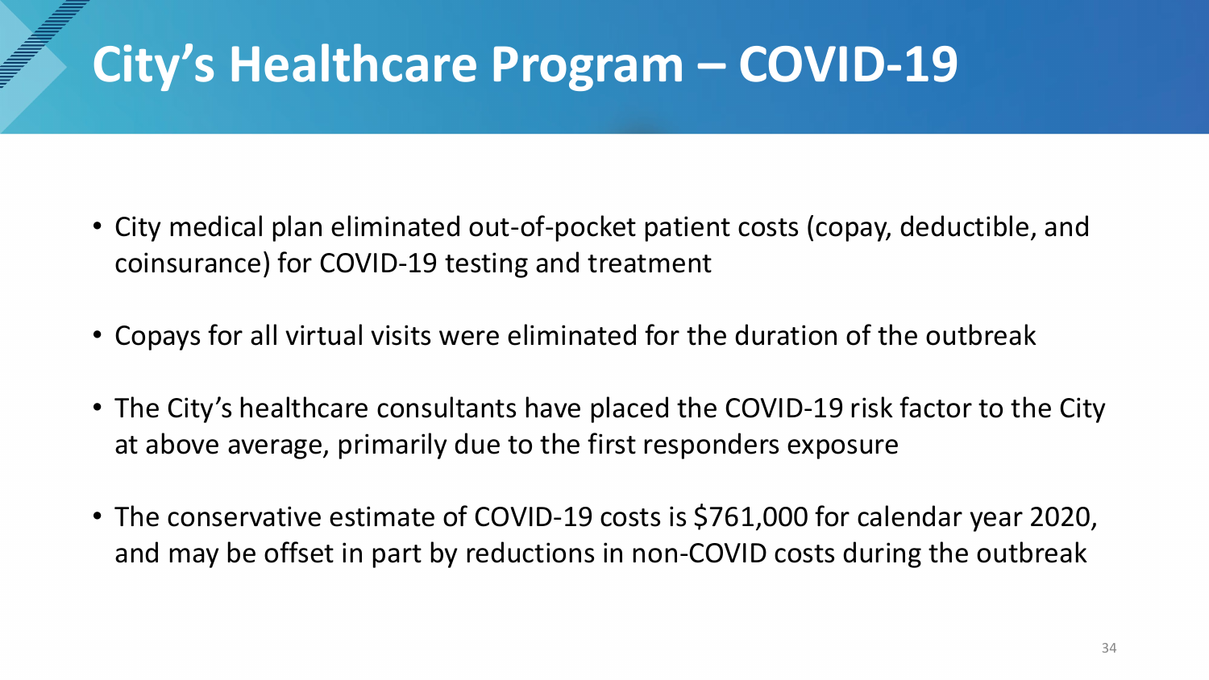# City's Healthcare Program – COVID-19

- City medical plan eliminated out-of-pocket patient costs (copay, deductible, and coinsurance) for COVID-19 testing and treatment
- Copays for all virtual visits were eliminated for the duration of the outbreak
- The City's healthcare consultants have placed the COVID-19 risk factor to the City at above average, primarily due to the first responders exposure
- The conservative estimate of COVID-19 costs is $761,000 for calendar year 2020, and may be offset in part by reductions in non-COVID costs during the outbreak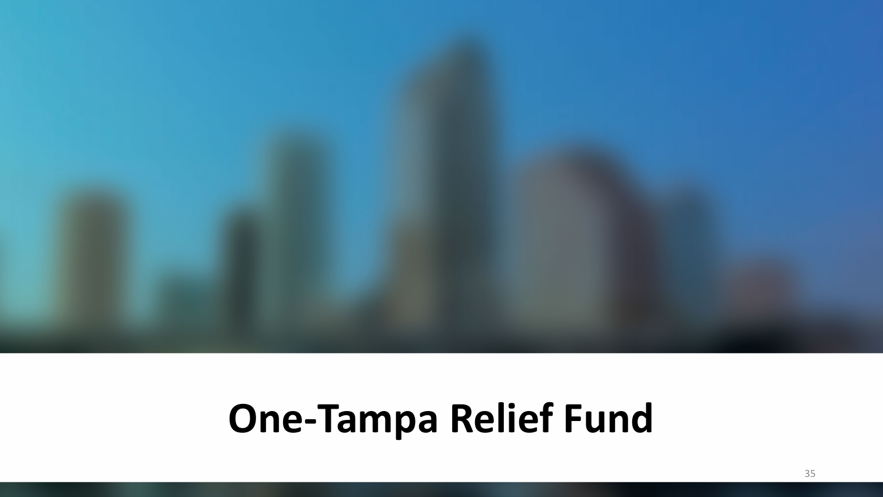# One-Tampa Relief Fund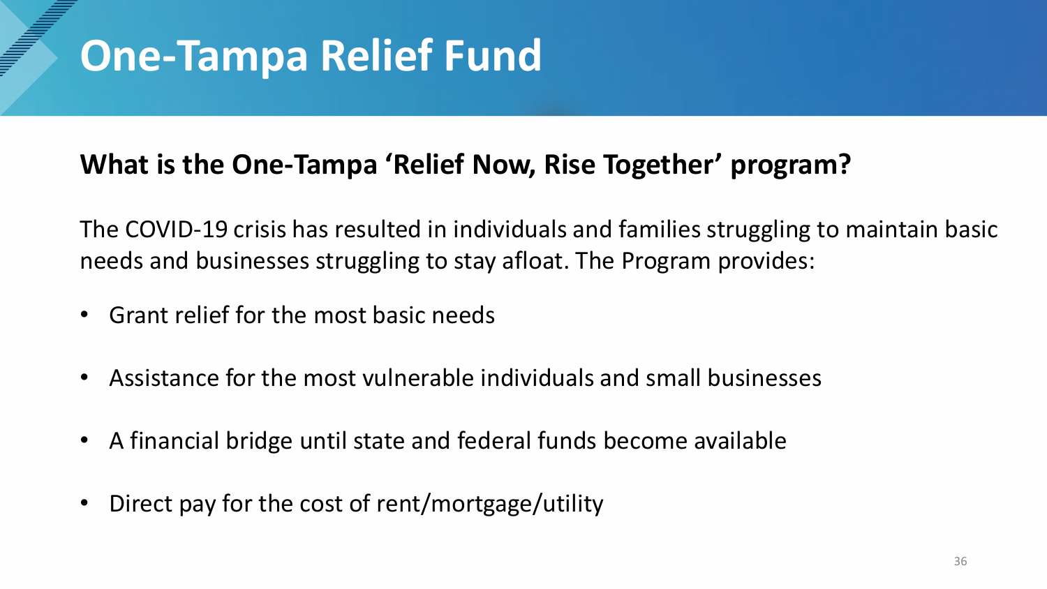# One-Tampa Relief Fund

## What is the One-Tampa 'Relief Now, Rise Together' program?

The COVID-19 crisis has resulted in individuals and families struggling to maintain basic needs and businesses struggling to stay afloat. The Program provides:

- Grant relief for the most basic needs
- Assistance for the most vulnerable individuals and small businesses
- A financial bridge until state and federal funds become available
- Direct pay for the cost of rent/mortgage/utility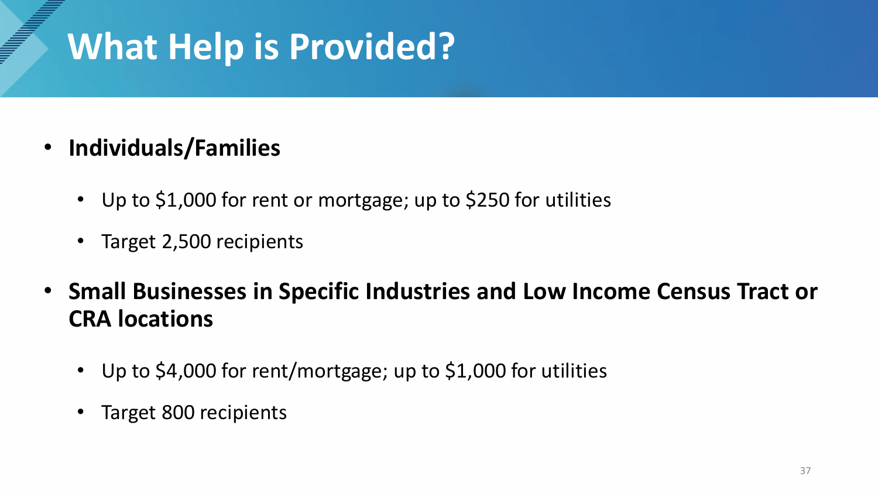# What Help is Provided?

- **Individuals/Families**
  - Up to $1,000 for rent or mortgage; up to $250 for utilities
  - Target 2,500 recipients
- **Small Businesses in Specific Industries and Low Income Census Tract or CRA locations**
  - Up to $4,000 for rent/mortgage; up to $1,000 for utilities
  - Target 800 recipients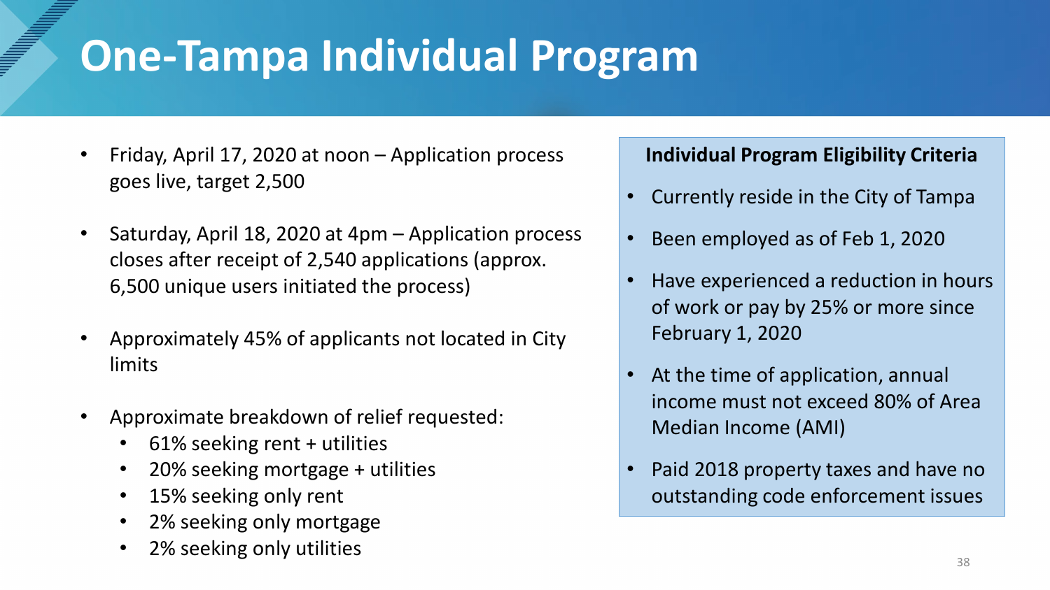# One-Tampa Individual Program

- Friday, April 17, 2020 at noon – Application process goes live, target 2,500
- Saturday, April 18, 2020 at 4pm – Application process closes after receipt of 2,540 applications (approx. 6,500 unique users initiated the process)
- Approximately 45% of applicants not located in City limits
- Approximate breakdown of relief requested:
  - 61% seeking rent + utilities
  - 20% seeking mortgage + utilities
  - 15% seeking only rent
  - 2% seeking only mortgage
  - 2% seeking only utilities

**Individual Program Eligibility Criteria**

- Currently reside in the City of Tampa
- Been employed as of Feb 1, 2020
- Have experienced a reduction in hours of work or pay by 25% or more since February 1, 2020
- At the time of application, annual income must not exceed 80% of Area Median Income (AMI)
- Paid 2018 property taxes and have no outstanding code enforcement issues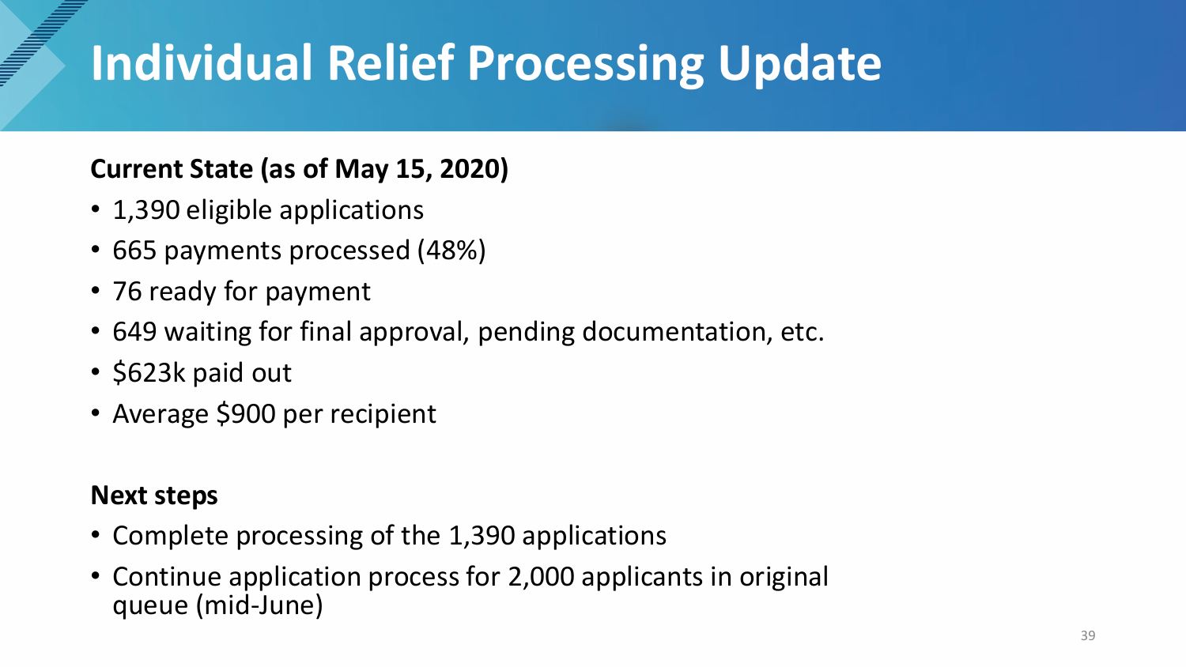# Individual Relief Processing Update

**Current State (as of May 15, 2020)**

- 1,390 eligible applications
- 665 payments processed (48%)
- 76 ready for payment
- 649 waiting for final approval, pending documentation, etc.
- $623k paid out
- Average $900 per recipient

**Next steps**

- Complete processing of the 1,390 applications
- Continue application process for 2,000 applicants in original queue (mid-June)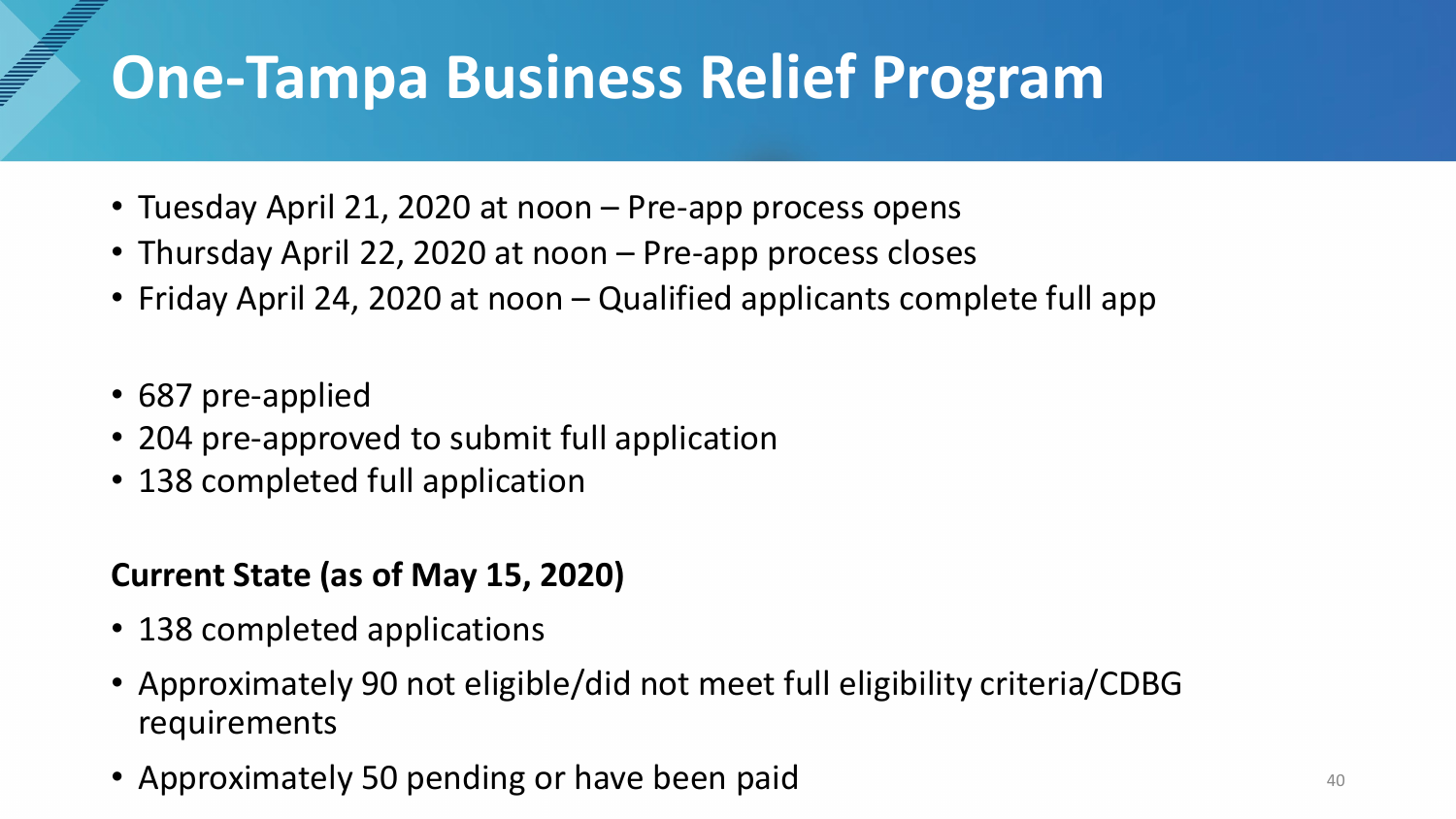# One-Tampa Business Relief Program

- Tuesday April 21, 2020 at noon – Pre-app process opens
- Thursday April 22, 2020 at noon – Pre-app process closes
- Friday April 24, 2020 at noon – Qualified applicants complete full app

- 687 pre-applied
- 204 pre-approved to submit full application
- 138 completed full application

**Current State (as of May 15, 2020)**

- 138 completed applications
- Approximately 90 not eligible/did not meet full eligibility criteria/CDBG requirements
- Approximately 50 pending or have been paid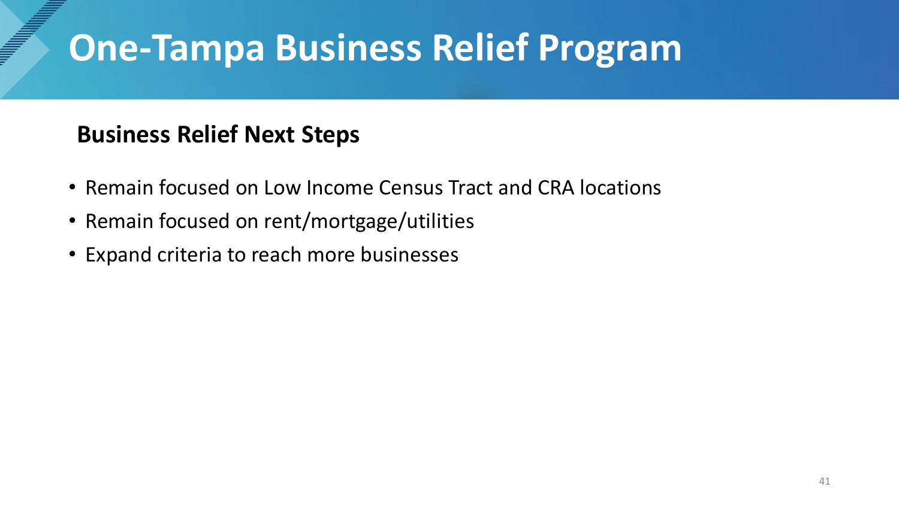# One-Tampa Business Relief Program

## Business Relief Next Steps

- Remain focused on Low Income Census Tract and CRA locations
- Remain focused on rent/mortgage/utilities
- Expand criteria to reach more businesses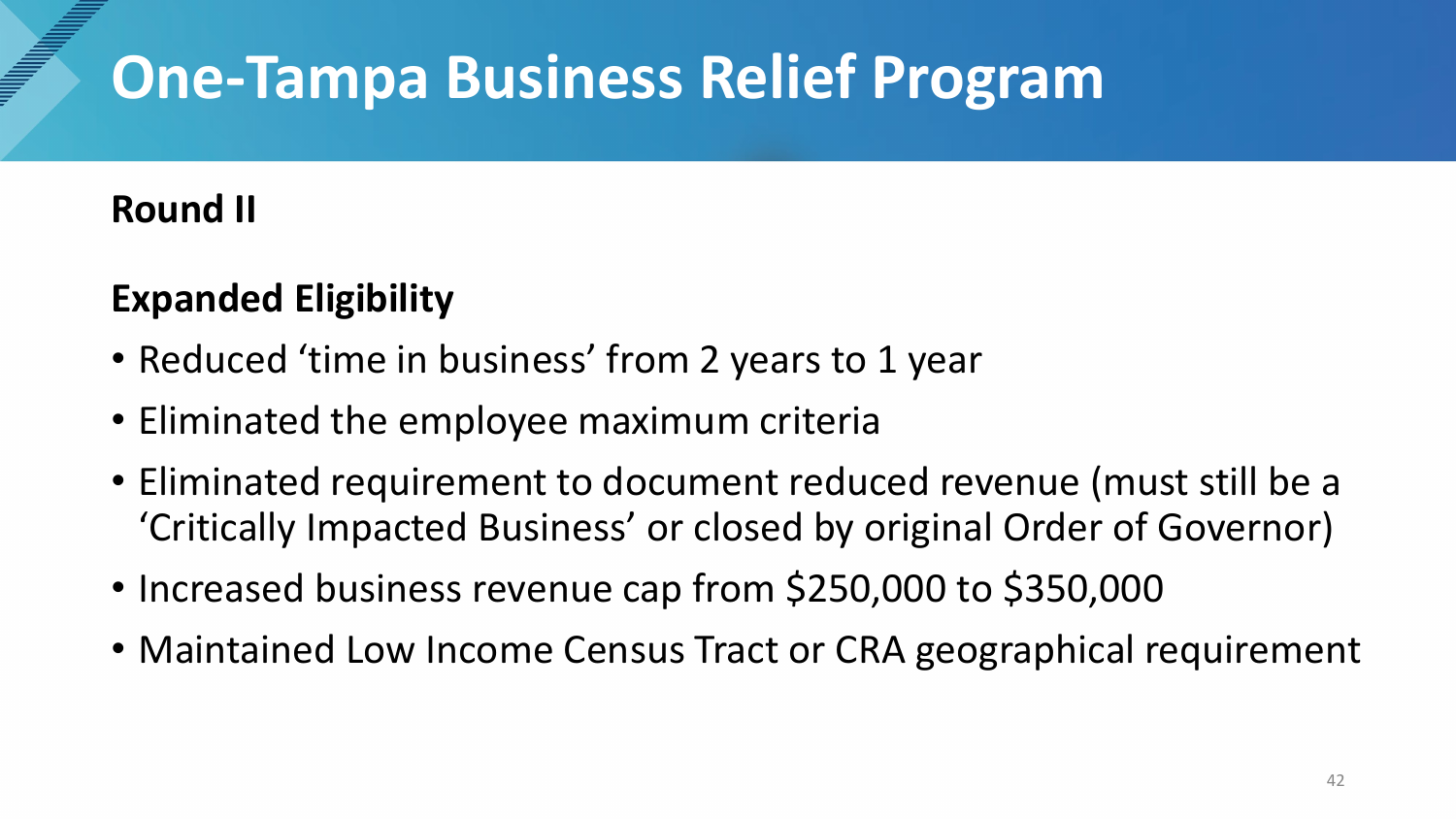# One-Tampa Business Relief Program

**Round II**

**Expanded Eligibility**

- Reduced 'time in business' from 2 years to 1 year
- Eliminated the employee maximum criteria
- Eliminated requirement to document reduced revenue (must still be a 'Critically Impacted Business' or closed by original Order of Governor)
- Increased business revenue cap from $250,000 to $350,000
- Maintained Low Income Census Tract or CRA geographical requirement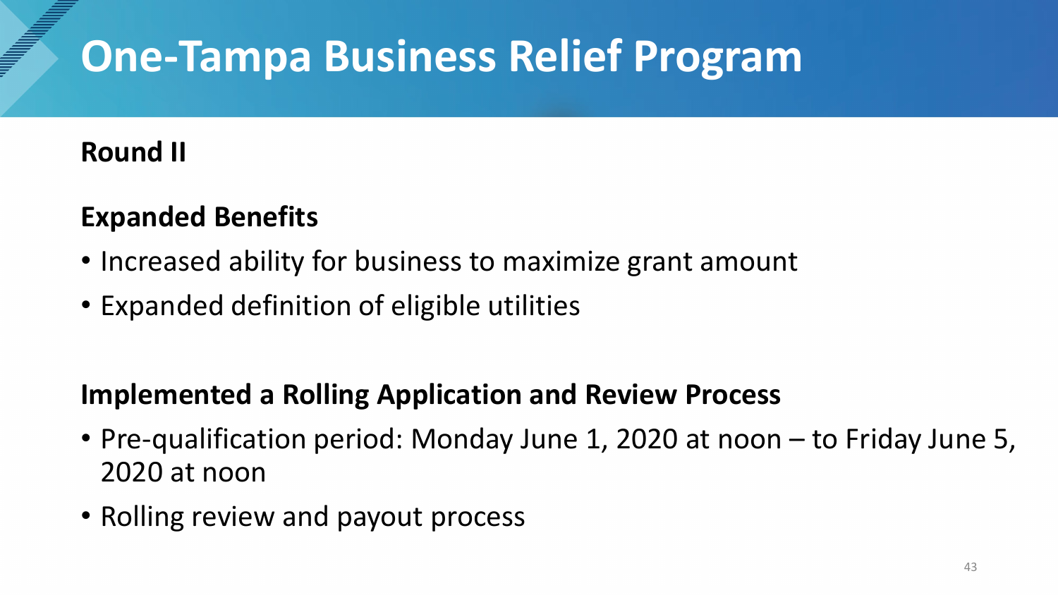# One-Tampa Business Relief Program

**Round II**

**Expanded Benefits**

- Increased ability for business to maximize grant amount
- Expanded definition of eligible utilities

**Implemented a Rolling Application and Review Process**

- Pre-qualification period: Monday June 1, 2020 at noon – to Friday June 5, 2020 at noon
- Rolling review and payout process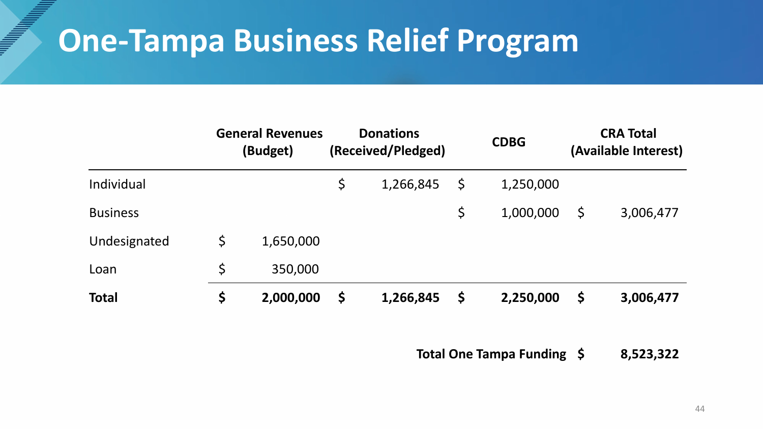# One-Tampa Business Relief Program

| | General Revenues (Budget) | Donations (Received/Pledged) | CDBG | CRA Total (Available Interest) |
|---|---|---|---|---|
| Individual | | $ 1,266,845 | $ 1,250,000 | |
| Business | | | $ 1,000,000 | $ 3,006,477 |
| Undesignated | $ 1,650,000 | | | |
| Loan | $ 350,000 | | | |
| **Total** | **$ 2,000,000** | **$ 1,266,845** | **$ 2,250,000** | **$ 3,006,477** |

**Total One Tampa Funding $ 8,523,322**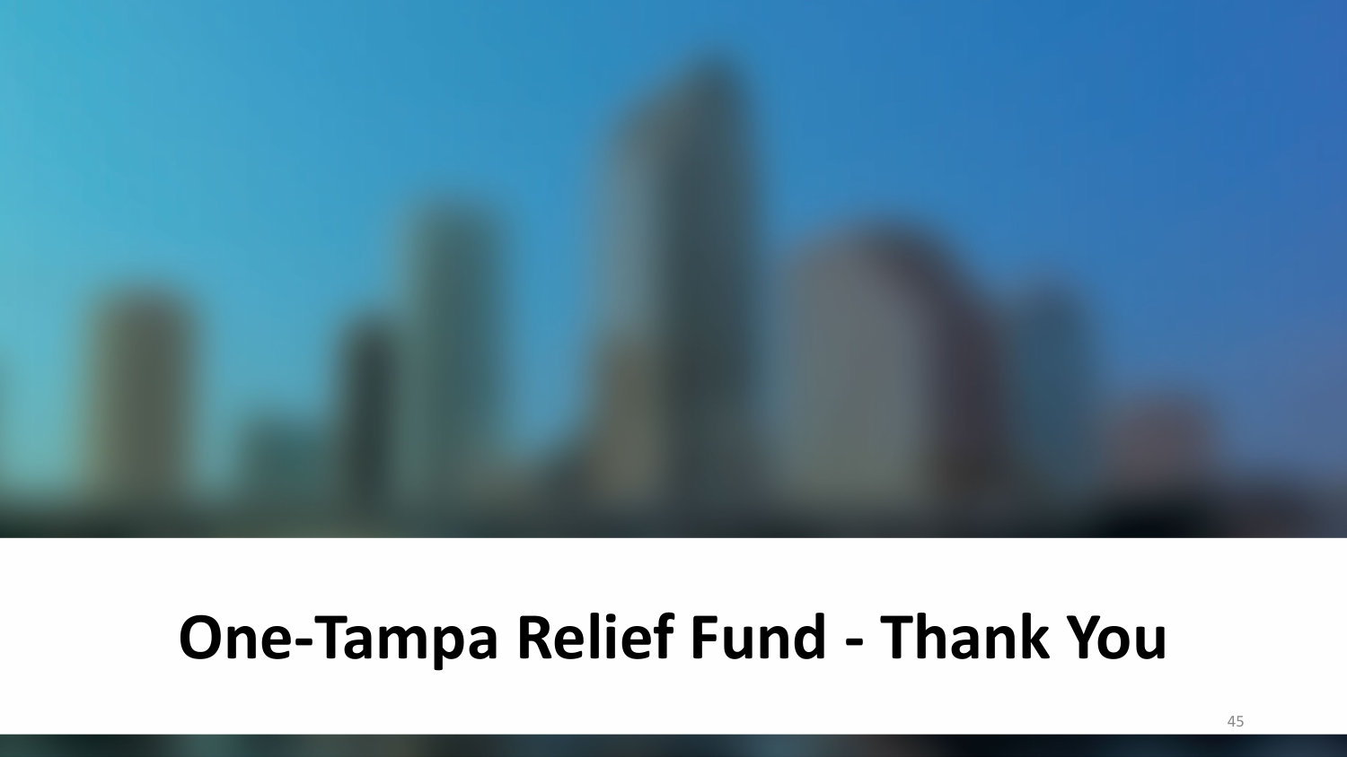# One-Tampa Relief Fund - Thank You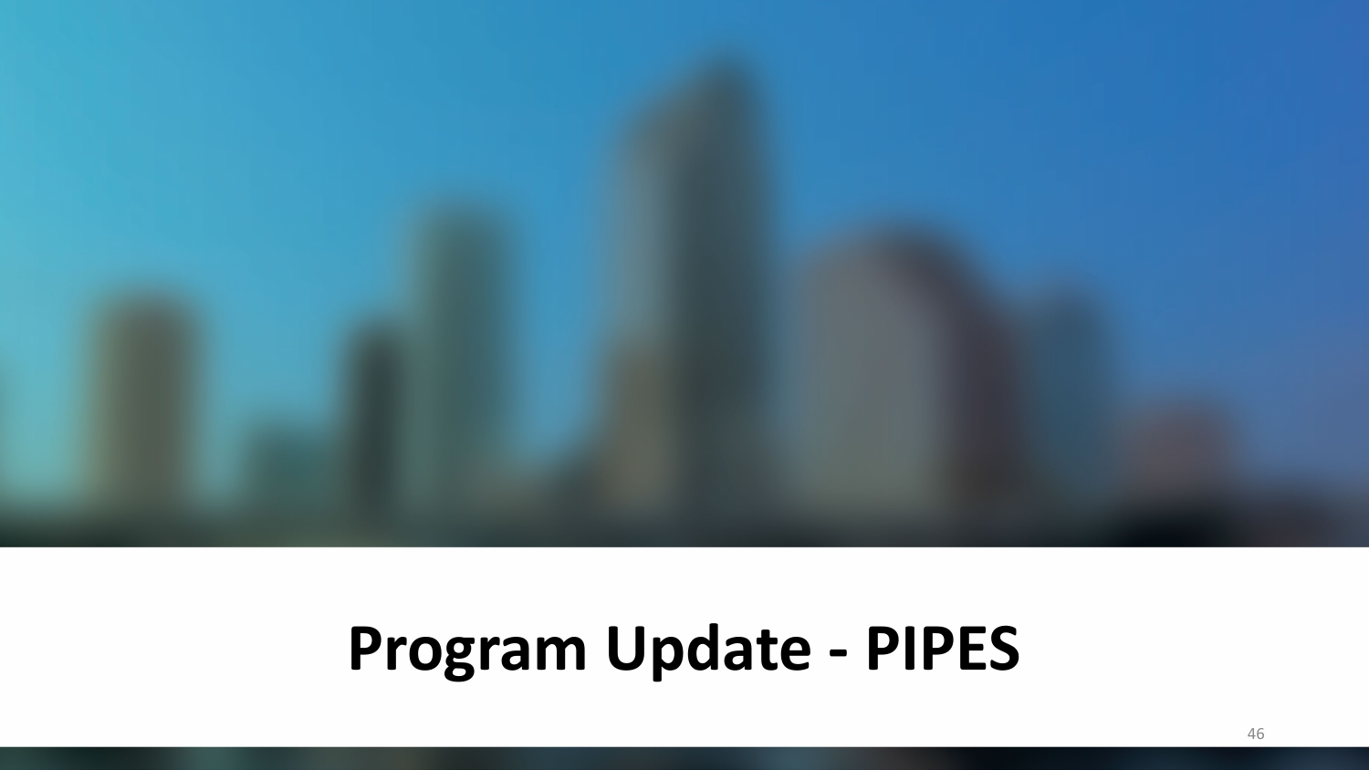# Program Update - PIPES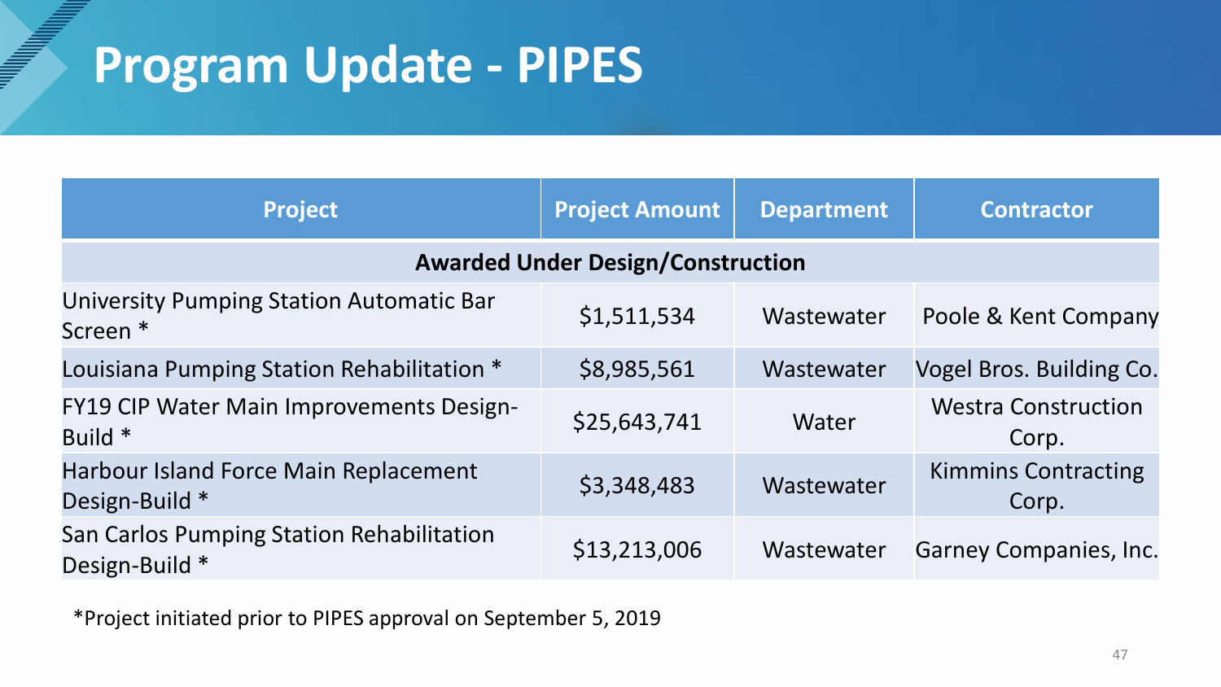# Program Update - PIPES

| Project | Project Amount | Department | Contractor |
|---|---|---|---|
| **Awarded Under Design/Construction** | | | |
| University Pumping Station Automatic Bar Screen * | $1,511,534 | Wastewater | Poole & Kent Company |
| Louisiana Pumping Station Rehabilitation * | $8,985,561 | Wastewater | Vogel Bros. Building Co. |
| FY19 CIP Water Main Improvements Design-Build * | $25,643,741 | Water | Westra Construction Corp. |
| Harbour Island Force Main Replacement Design-Build * | $3,348,483 | Wastewater | Kimmins Contracting Corp. |
| San Carlos Pumping Station Rehabilitation Design-Build * | $13,213,006 | Wastewater | Garney Companies, Inc. |

*Project initiated prior to PIPES approval on September 5, 2019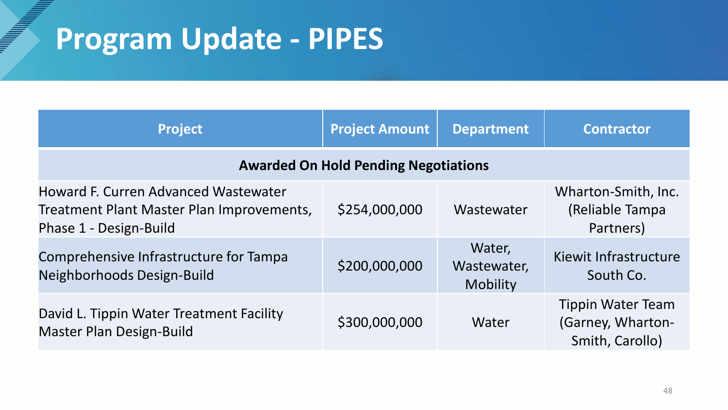# Program Update - PIPES

| Project | Project Amount | Department | Contractor |
|---|---|---|---|
| **Awarded On Hold Pending Negotiations** | | | |
| Howard F. Curren Advanced Wastewater Treatment Plant Master Plan Improvements, Phase 1 - Design-Build | $254,000,000 | Wastewater | Wharton-Smith, Inc. (Reliable Tampa Partners) |
| Comprehensive Infrastructure for Tampa Neighborhoods Design-Build | $200,000,000 | Water, Wastewater, Mobility | Kiewit Infrastructure South Co. |
| David L. Tippin Water Treatment Facility Master Plan Design-Build | $300,000,000 | Water | Tippin Water Team (Garney, Wharton-Smith, Carollo) |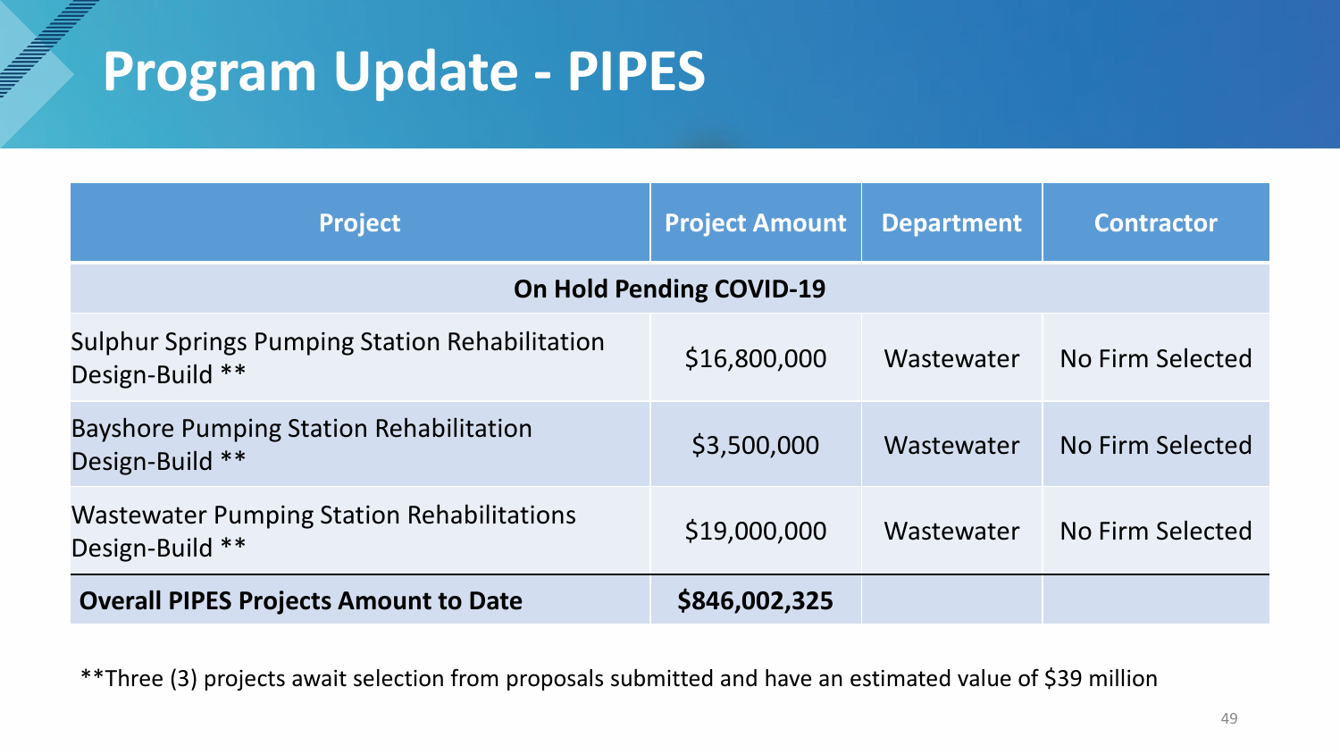# Program Update - PIPES

| Project | Project Amount | Department | Contractor |
|---|---|---|---|
| **On Hold Pending COVID-19** | | | |
| Sulphur Springs Pumping Station Rehabilitation Design-Build ** | $16,800,000 | Wastewater | No Firm Selected |
| Bayshore Pumping Station Rehabilitation Design-Build ** | $3,500,000 | Wastewater | No Firm Selected |
| Wastewater Pumping Station Rehabilitations Design-Build ** | $19,000,000 | Wastewater | No Firm Selected |
| **Overall PIPES Projects Amount to Date** | **$846,002,325** | | |

**Three (3) projects await selection from proposals submitted and have an estimated value of $39 million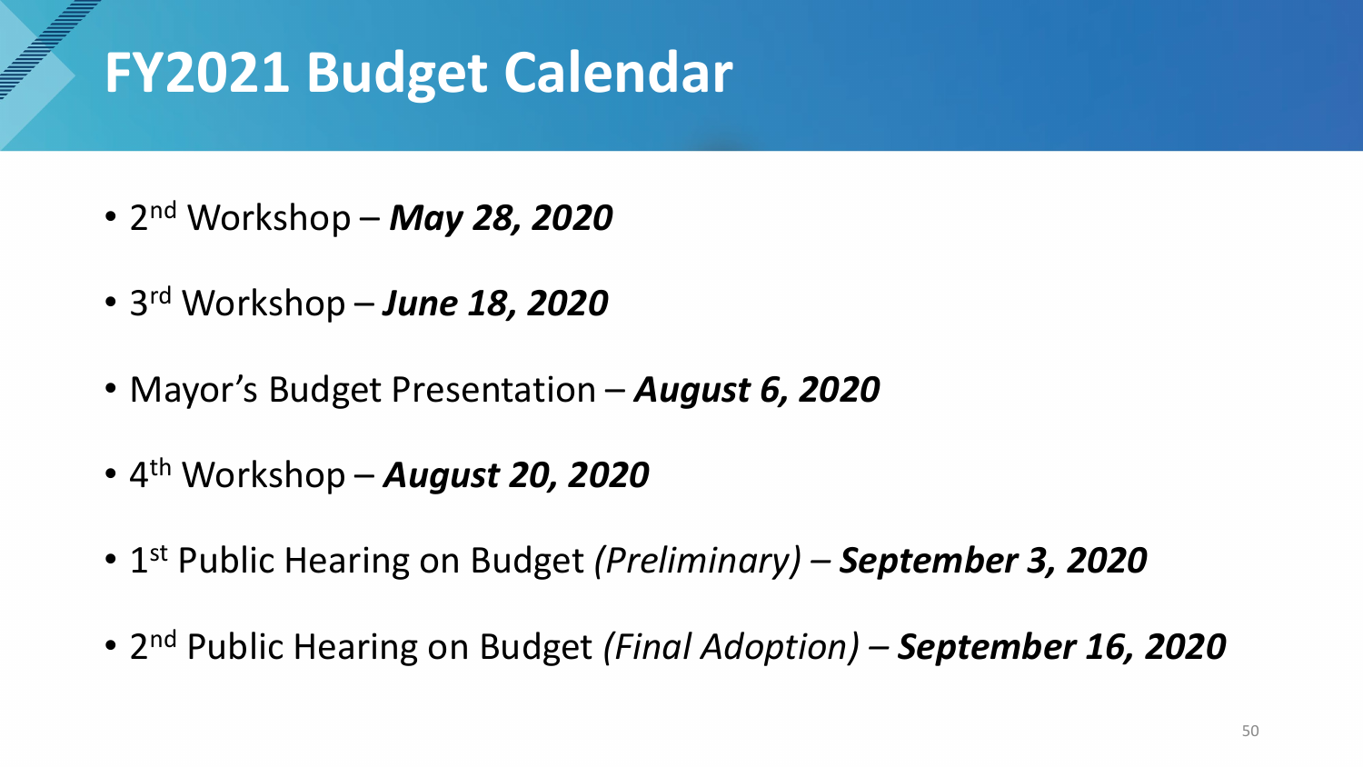# FY2021 Budget Calendar

- 2nd Workshop – ***May 28, 2020***
- 3rd Workshop – ***June 18, 2020***
- Mayor's Budget Presentation – ***August 6, 2020***
- 4th Workshop – ***August 20, 2020***
- 1st Public Hearing on Budget *(Preliminary)* – ***September 3, 2020***
- 2nd Public Hearing on Budget *(Final Adoption)* – ***September 16, 2020***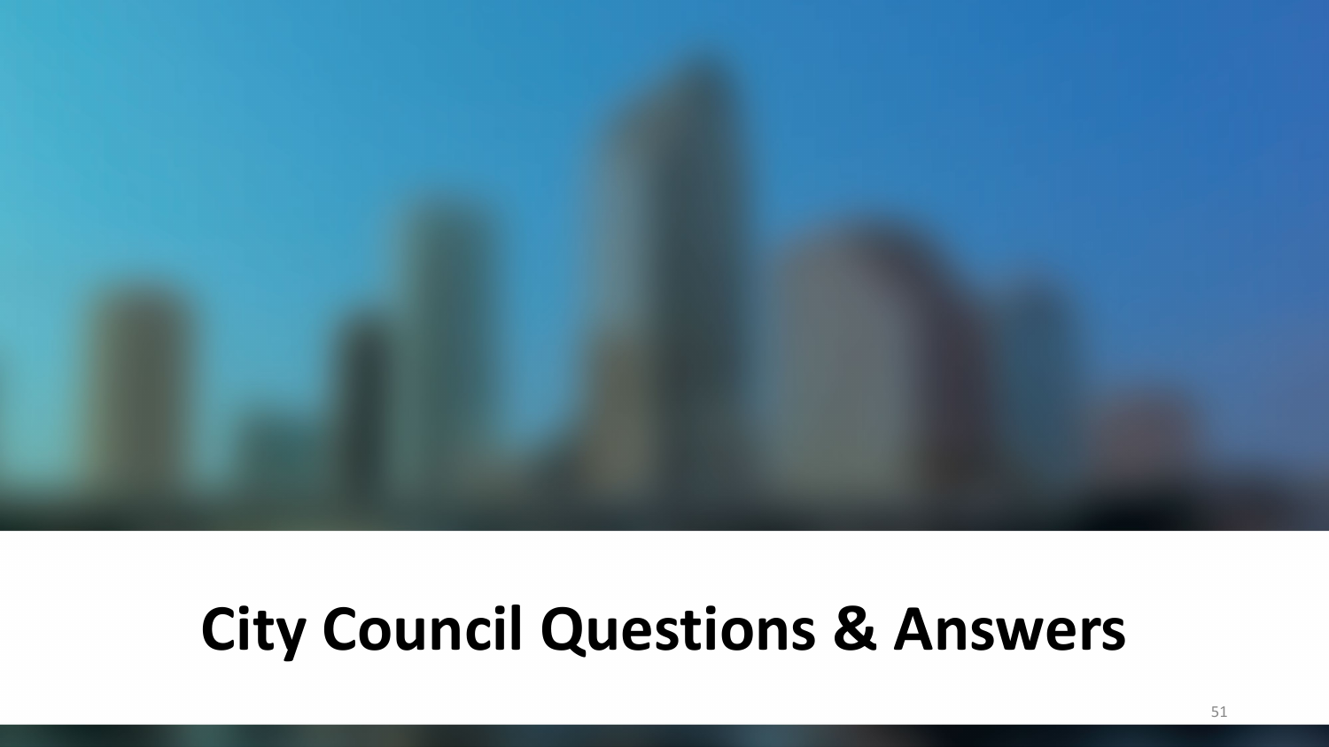# City Council Questions & Answers